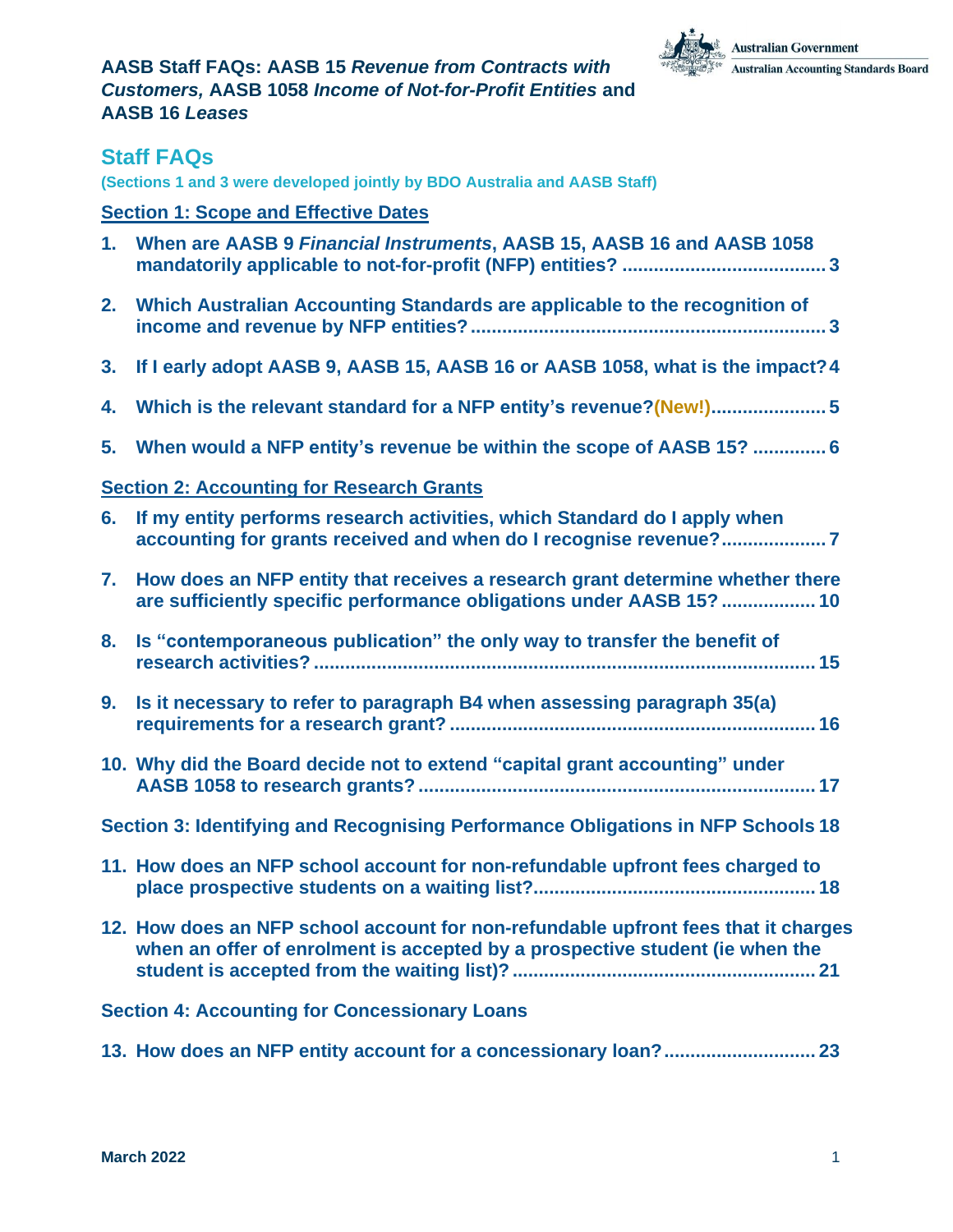**AASB Staff FAQs: AASB 15 *Revenue from Contracts with Customers,* AASB 1058 *Income of Not-for-Profit Entities* and AASB 16 *Leases***

Australian Government
Australian Accounting Standards Board

# Staff FAQs

**(Sections 1 and 3 were developed jointly by BDO Australia and AASB Staff)**

## Section 1: Scope and Effective Dates

1. **When are AASB 9 *Financial Instruments*, AASB 15, AASB 16 and AASB 1058 mandatorily applicable to not-for-profit (NFP) entities? ...... 3**
2. **Which Australian Accounting Standards are applicable to the recognition of income and revenue by NFP entities? ...... 3**
3. **If I early adopt AASB 9, AASB 15, AASB 16 or AASB 1058, what is the impact? 4**
4. **Which is the relevant standard for a NFP entity's revenue? (New!) ...... 5**
5. **When would a NFP entity's revenue be within the scope of AASB 15? ...... 6**

## Section 2: Accounting for Research Grants

6. **If my entity performs research activities, which Standard do I apply when accounting for grants received and when do I recognise revenue? ...... 7**
7. **How does an NFP entity that receives a research grant determine whether there are sufficiently specific performance obligations under AASB 15? ...... 10**
8. **Is "contemporaneous publication" the only way to transfer the benefit of research activities? ...... 15**
9. **Is it necessary to refer to paragraph B4 when assessing paragraph 35(a) requirements for a research grant? ...... 16**
10. **Why did the Board decide not to extend "capital grant accounting" under AASB 1058 to research grants? ...... 17**

## Section 3: Identifying and Recognising Performance Obligations in NFP Schools 18

11. **How does an NFP school account for non-refundable upfront fees charged to place prospective students on a waiting list? ...... 18**
12. **How does an NFP school account for non-refundable upfront fees that it charges when an offer of enrolment is accepted by a prospective student (ie when the student is accepted from the waiting list)? ...... 21**

## Section 4: Accounting for Concessionary Loans

13. **How does an NFP entity account for a concessionary loan? ...... 23**

**March 2022**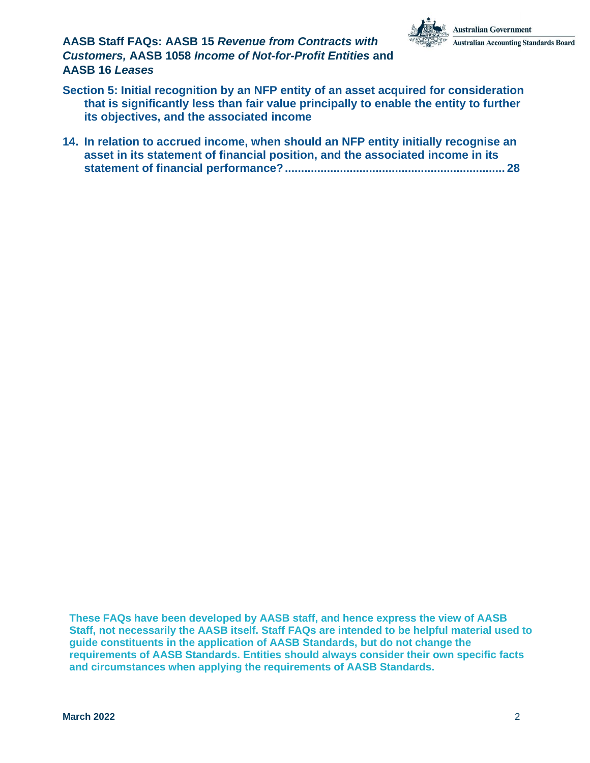**Section 5: Initial recognition by an NFP entity of an asset acquired for consideration that is significantly less than fair value principally to enable the entity to further its objectives, and the associated income**

**14. In relation to accrued income, when should an NFP entity initially recognise an asset in its statement of financial position, and the associated income in its statement of financial performance? .................................................................. 28**

**These FAQs have been developed by AASB staff, and hence express the view of AASB Staff, not necessarily the AASB itself. Staff FAQs are intended to be helpful material used to guide constituents in the application of AASB Standards, but do not change the requirements of AASB Standards. Entities should always consider their own specific facts and circumstances when applying the requirements of AASB Standards.**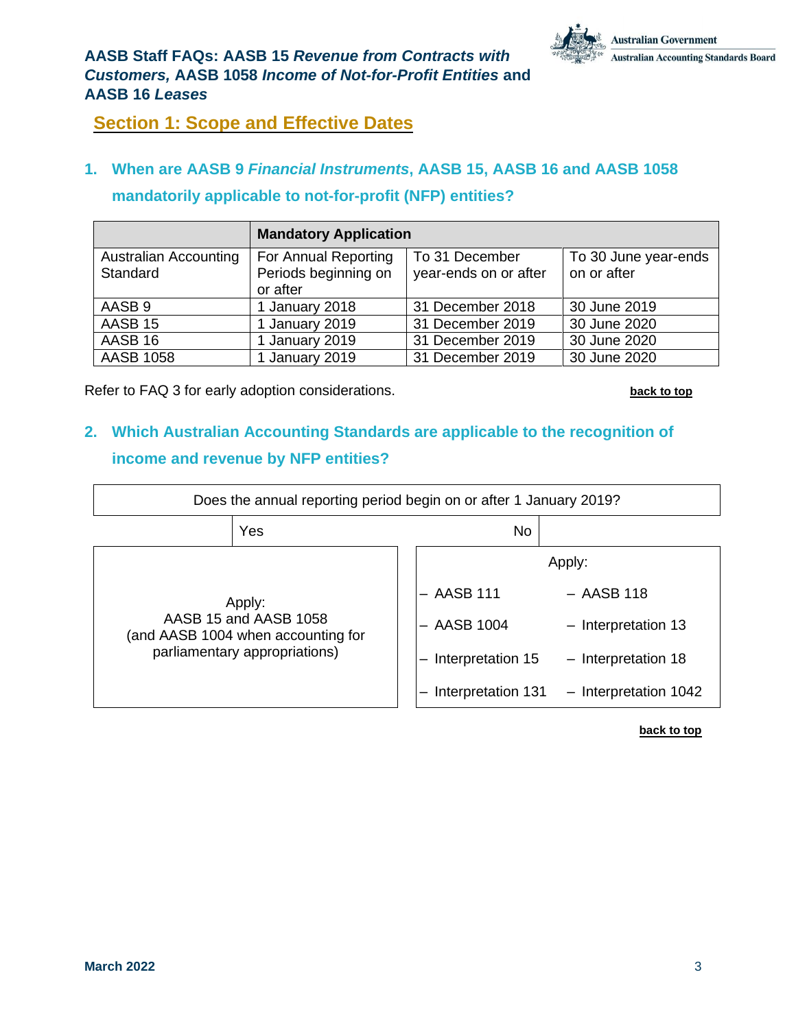## Section 1: Scope and Effective Dates

### 1. When are AASB 9 *Financial Instruments*, AASB 15, AASB 16 and AASB 1058 mandatorily applicable to not-for-profit (NFP) entities?

| | **Mandatory Application** | | |
|---|---|---|---|
| Australian Accounting Standard | For Annual Reporting Periods beginning on or after | To 31 December year-ends on or after | To 30 June year-ends on or after |
| AASB 9 | 1 January 2018 | 31 December 2018 | 30 June 2019 |
| AASB 15 | 1 January 2019 | 31 December 2019 | 30 June 2020 |
| AASB 16 | 1 January 2019 | 31 December 2019 | 30 June 2020 |
| AASB 1058 | 1 January 2019 | 31 December 2019 | 30 June 2020 |

Refer to FAQ 3 for early adoption considerations.

**back to top**

### 2. Which Australian Accounting Standards are applicable to the recognition of income and revenue by NFP entities?

Does the annual reporting period begin on or after 1 January 2019?

| Yes | No |
|---|---|
| Apply: AASB 15 and AASB 1058 (and AASB 1004 when accounting for parliamentary appropriations) | Apply: – AASB 111, – AASB 118, – AASB 1004, – Interpretation 13, – Interpretation 15, – Interpretation 18, – Interpretation 131, – Interpretation 1042 |

**back to top**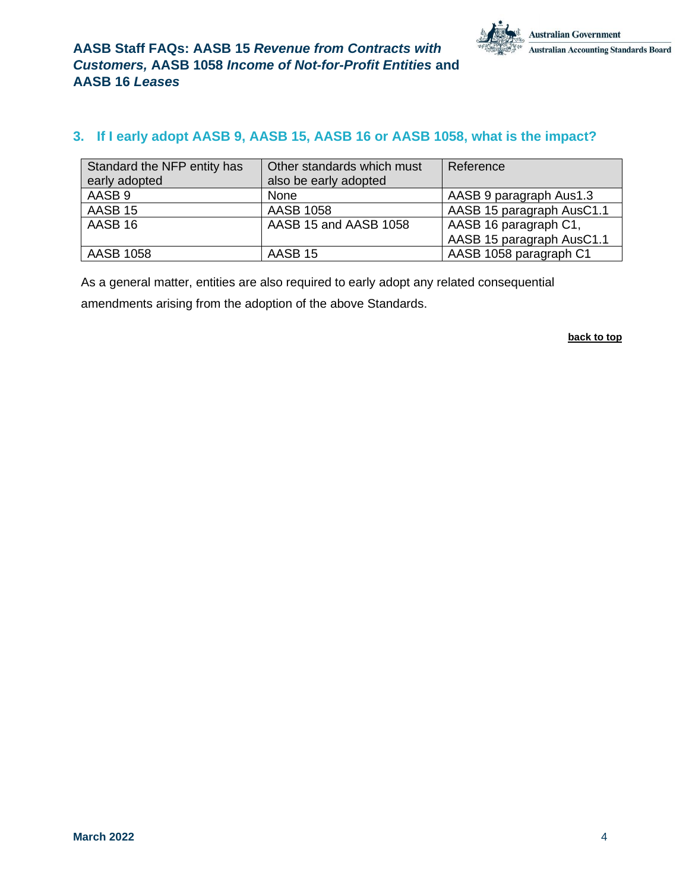## 3. If I early adopt AASB 9, AASB 15, AASB 16 or AASB 1058, what is the impact?

| Standard the NFP entity has early adopted | Other standards which must also be early adopted | Reference |
|---|---|---|
| AASB 9 | None | AASB 9 paragraph Aus1.3 |
| AASB 15 | AASB 1058 | AASB 15 paragraph AusC1.1 |
| AASB 16 | AASB 15 and AASB 1058 | AASB 16 paragraph C1, AASB 15 paragraph AusC1.1 |
| AASB 1058 | AASB 15 | AASB 1058 paragraph C1 |

As a general matter, entities are also required to early adopt any related consequential amendments arising from the adoption of the above Standards.

**back to top**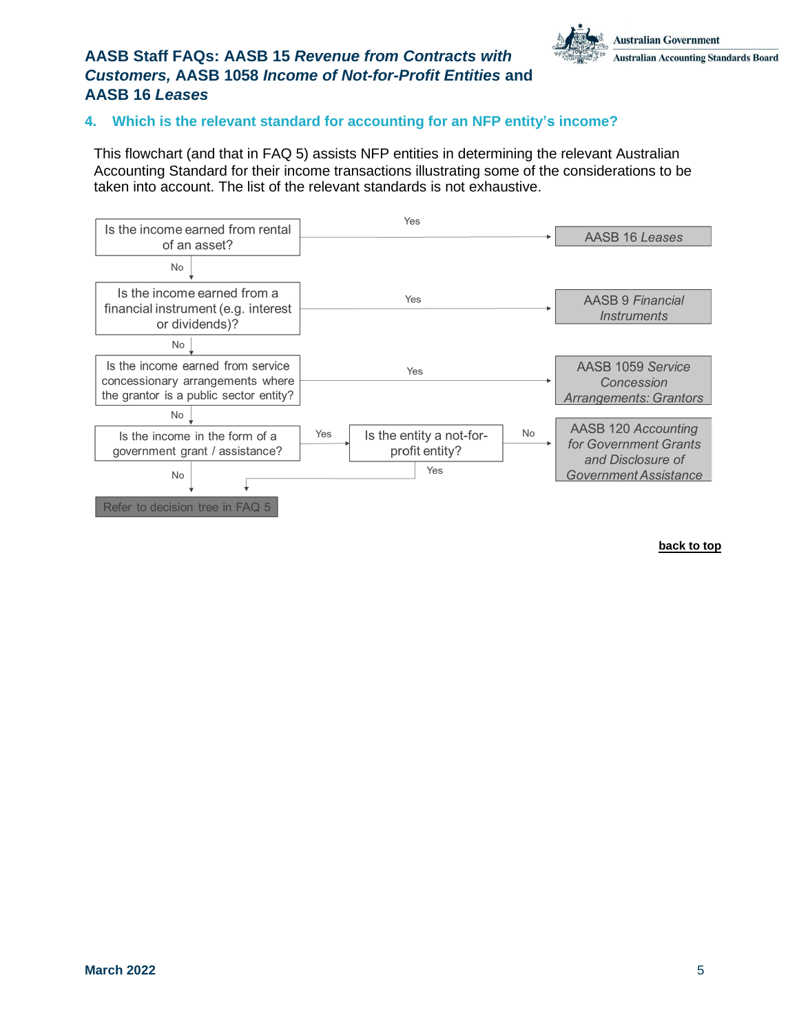## 4. Which is the relevant standard for accounting for an NFP entity's income?

This flowchart (and that in FAQ 5) assists NFP entities in determining the relevant Australian Accounting Standard for their income transactions illustrating some of the considerations to be taken into account. The list of the relevant standards is not exhaustive.

- Is the income earned from rental of an asset?
  - Yes → AASB 16 *Leases*
  - No ↓
- Is the income earned from a financial instrument (e.g. interest or dividends)?
  - Yes → AASB 9 *Financial Instruments*
  - No ↓
- Is the income earned from service concessionary arrangements where the grantor is a public sector entity?
  - Yes → AASB 1059 *Service Concession Arrangements: Grantors*
  - No ↓
- Is the income in the form of a government grant / assistance?
  - Yes → Is the entity a not-for-profit entity?
    - No → AASB 120 *Accounting for Government Grants and Disclosure of Government Assistance*
    - Yes → Refer to decision tree in FAQ 5
  - No → Refer to decision tree in FAQ 5

back to top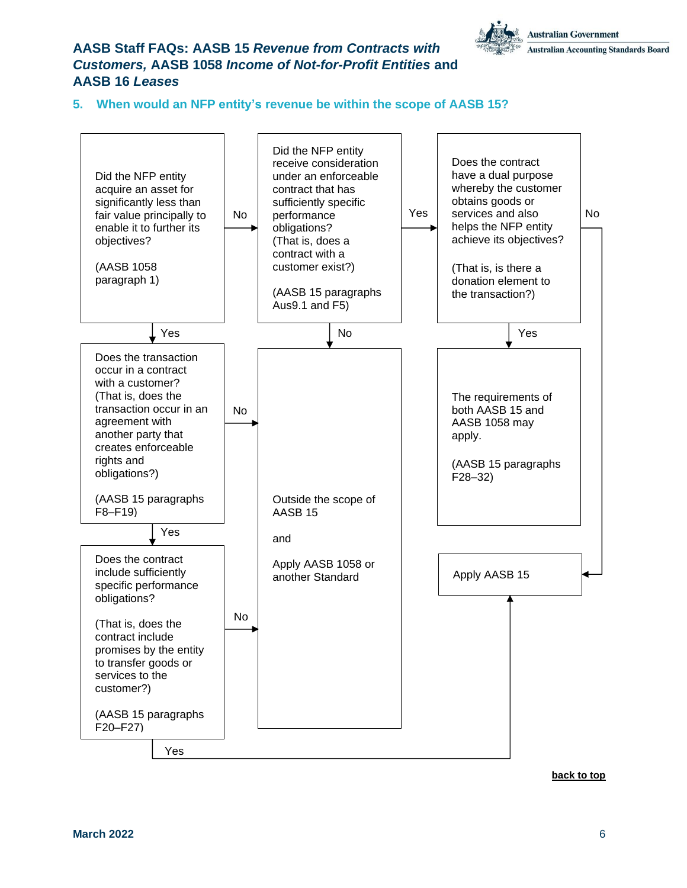## 5. When would an NFP entity's revenue be within the scope of AASB 15?

**Did the NFP entity acquire an asset for significantly less than fair value principally to enable it to further its objectives?**

(AASB 1058 paragraph 1)

- **No** → go to: Did the NFP entity receive consideration under an enforceable contract that has sufficiently specific performance obligations?
- **Yes** → go to: Does the transaction occur in a contract with a customer?

**Did the NFP entity receive consideration under an enforceable contract that has sufficiently specific performance obligations? (That is, does a contract with a customer exist?)**

(AASB 15 paragraphs Aus9.1 and F5)

- **Yes** → go to: Does the contract have a dual purpose whereby the customer obtains goods or services and also helps the NFP entity achieve its objectives?
- **No** → Outside the scope of AASB 15 and Apply AASB 1058 or another Standard

**Does the contract have a dual purpose whereby the customer obtains goods or services and also helps the NFP entity achieve its objectives?**

(That is, is there a donation element to the transaction?)

- **Yes** → The requirements of both AASB 15 and AASB 1058 may apply. (AASB 15 paragraphs F28–32)
- **No** → Apply AASB 15

**Does the transaction occur in a contract with a customer? (That is, does the transaction occur in an agreement with another party that creates enforceable rights and obligations?)**

(AASB 15 paragraphs F8–F19)

- **No** → Outside the scope of AASB 15 and Apply AASB 1058 or another Standard
- **Yes** → go to: Does the contract include sufficiently specific performance obligations?

**Does the contract include sufficiently specific performance obligations?**

(That is, does the contract include promises by the entity to transfer goods or services to the customer?)

(AASB 15 paragraphs F20–F27)

- **No** → Outside the scope of AASB 15 and Apply AASB 1058 or another Standard
- **Yes** → Apply AASB 15

back to top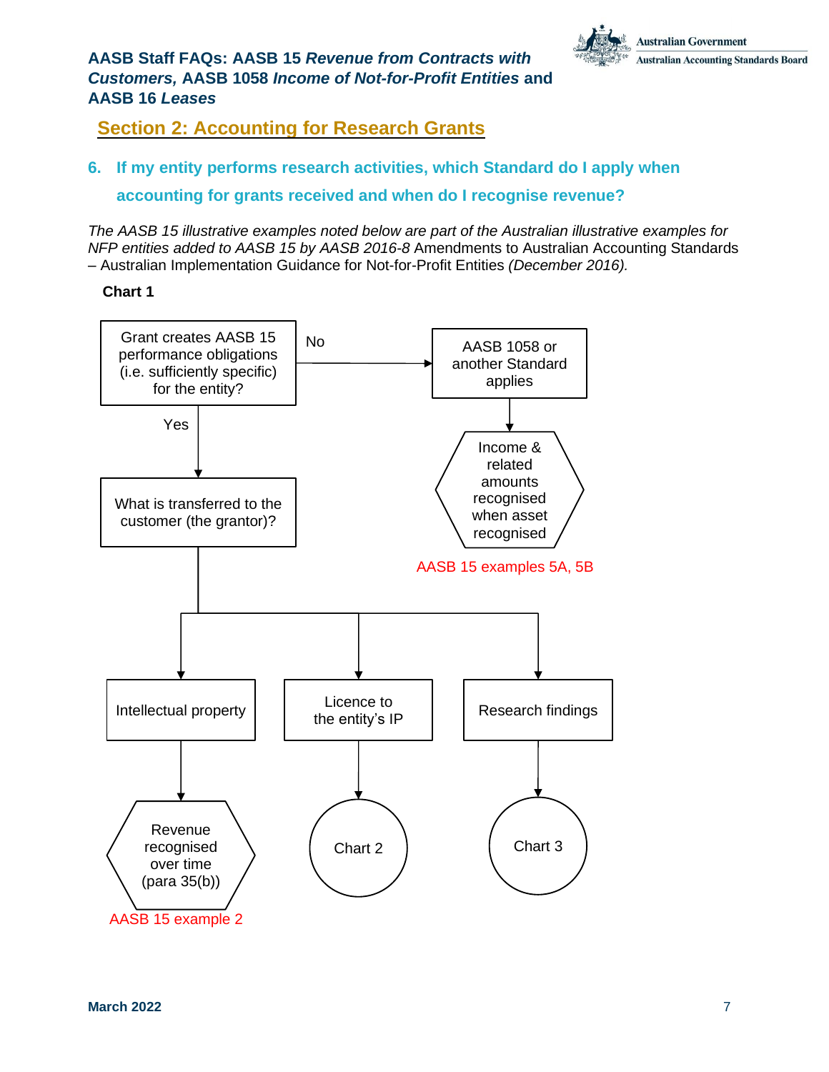## Section 2: Accounting for Research Grants

### 6. If my entity performs research activities, which Standard do I apply when accounting for grants received and when do I recognise revenue?

*The AASB 15 illustrative examples noted below are part of the Australian illustrative examples for NFP entities added to AASB 15 by AASB 2016-8* Amendments to Australian Accounting Standards – Australian Implementation Guidance for Not-for-Profit Entities *(December 2016).*

**Chart 1**

Grant creates AASB 15 performance obligations (i.e. sufficiently specific) for the entity?

No → AASB 1058 or another Standard applies → Income & related amounts recognised when asset recognised

AASB 15 examples 5A, 5B

Yes → What is transferred to the customer (the grantor)?

- Intellectual property → Revenue recognised over time (para 35(b))

  AASB 15 example 2
- Licence to the entity's IP → Chart 2
- Research findings → Chart 3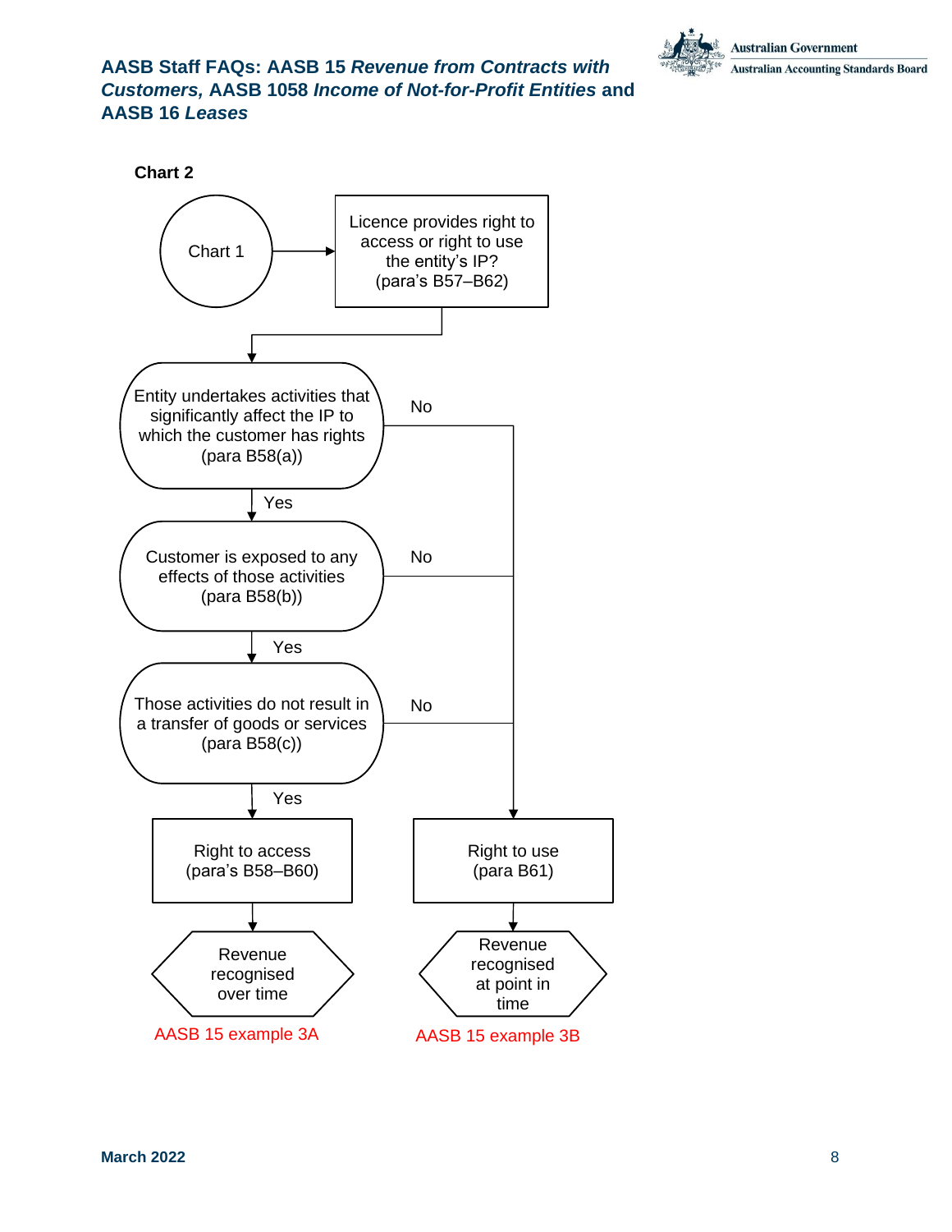**Chart 2**

Chart 1 → Licence provides right to access or right to use the entity's IP? (para's B57–B62)

Entity undertakes activities that significantly affect the IP to which the customer has rights (para B58(a))

- No → Right to use
- Yes ↓

Customer is exposed to any effects of those activities (para B58(b))

- No → Right to use
- Yes ↓

Those activities do not result in a transfer of goods or services (para B58(c))

- No → Right to use
- Yes ↓

Right to access (para's B58–B60) → Revenue recognised over time

AASB 15 example 3A

Right to use (para B61) → Revenue recognised at point in time

AASB 15 example 3B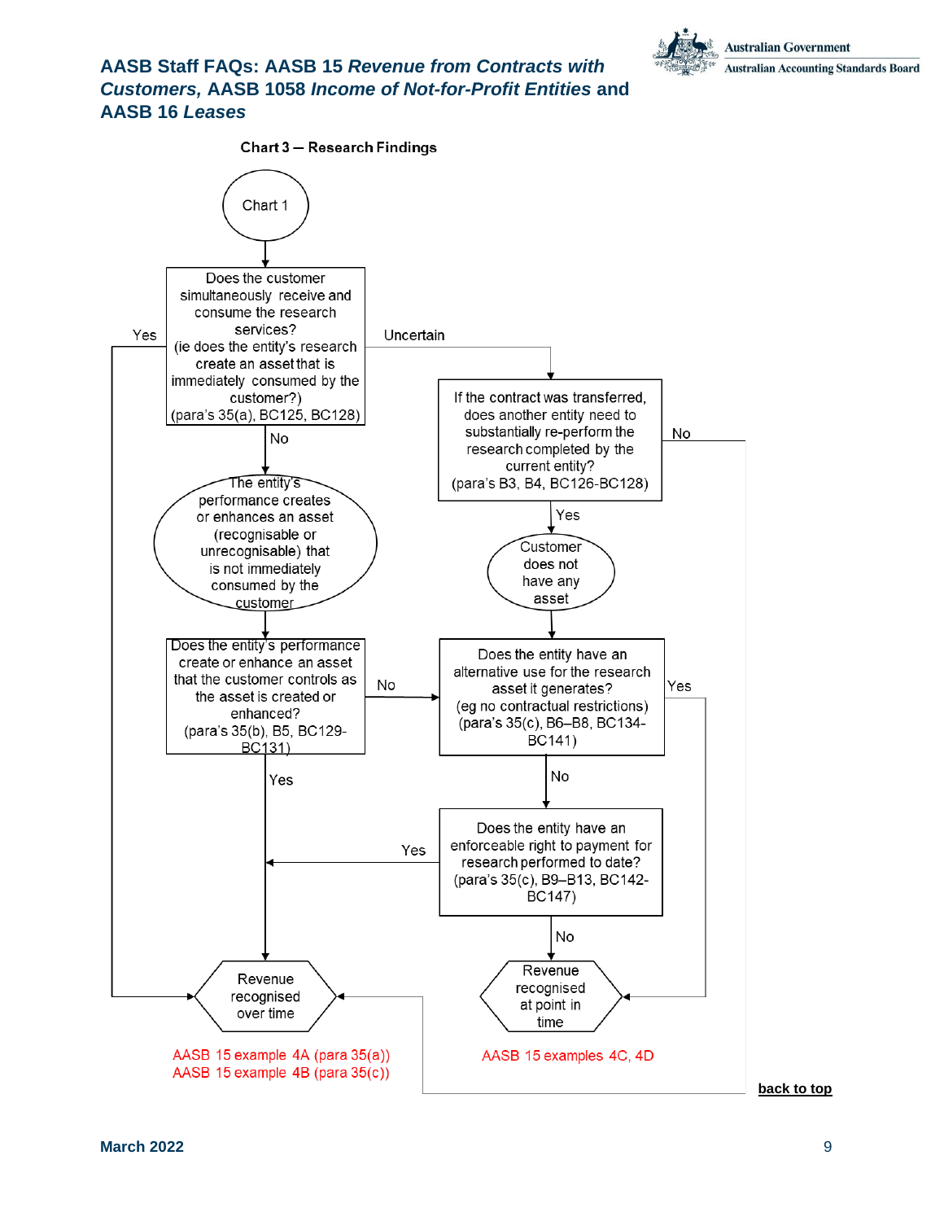## Chart 3 — Research Findings

Chart 1

**Does the customer simultaneously receive and consume the research services?** (ie does the entity's research create an asset that is immediately consumed by the customer?) (para's 35(a), BC125, BC128)

- **Yes** → Revenue recognised over time
- **Uncertain** → If the contract was transferred, does another entity need to substantially re-perform the research completed by the current entity? (para's B3, B4, BC126-BC128)
  - **No** → Revenue recognised over time
  - **Yes** → Customer does not have any asset → Does the entity have an alternative use for the research asset it generates?
- **No** → The entity's performance creates or enhances an asset (recognisable or unrecognisable) that is not immediately consumed by the customer → Does the entity's performance create or enhance an asset that the customer controls as the asset is created or enhanced? (para's 35(b), B5, BC129-BC131)
  - **Yes** → Revenue recognised over time
  - **No** → Does the entity have an alternative use for the research asset it generates?

**Does the entity have an alternative use for the research asset it generates?** (eg no contractual restrictions) (para's 35(c), B6–B8, BC134-BC141)

- **Yes** → Revenue recognised at point in time
- **No** → Does the entity have an enforceable right to payment for research performed to date? (para's 35(c), B9–B13, BC142-BC147)
  - **Yes** → Revenue recognised over time
  - **No** → Revenue recognised at point in time

**Revenue recognised over time**
AASB 15 example 4A (para 35(a))
AASB 15 example 4B (para 35(c))

**Revenue recognised at point in time**
AASB 15 examples 4C, 4D

back to top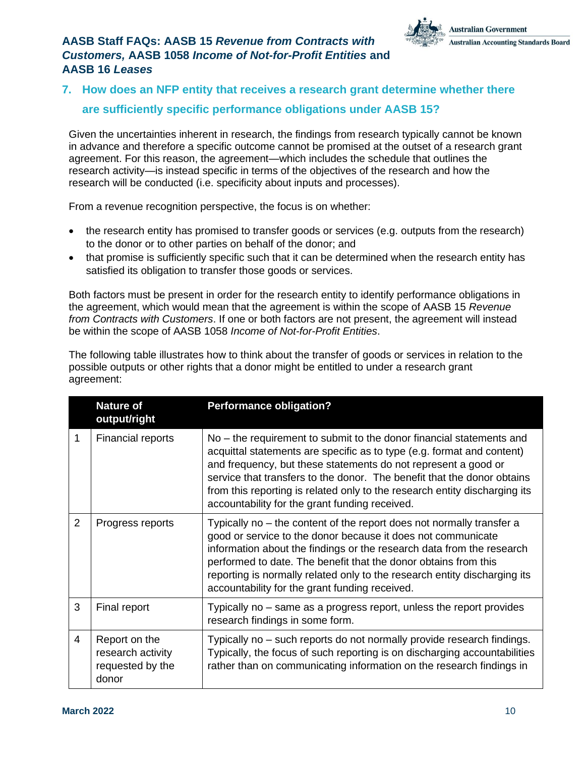## 7. How does an NFP entity that receives a research grant determine whether there are sufficiently specific performance obligations under AASB 15?

Given the uncertainties inherent in research, the findings from research typically cannot be known in advance and therefore a specific outcome cannot be promised at the outset of a research grant agreement. For this reason, the agreement—which includes the schedule that outlines the research activity—is instead specific in terms of the objectives of the research and how the research will be conducted (i.e. specificity about inputs and processes).

From a revenue recognition perspective, the focus is on whether:

- the research entity has promised to transfer goods or services (e.g. outputs from the research) to the donor or to other parties on behalf of the donor; and
- that promise is sufficiently specific such that it can be determined when the research entity has satisfied its obligation to transfer those goods or services.

Both factors must be present in order for the research entity to identify performance obligations in the agreement, which would mean that the agreement is within the scope of AASB 15 *Revenue from Contracts with Customers*. If one or both factors are not present, the agreement will instead be within the scope of AASB 1058 *Income of Not-for-Profit Entities*.

The following table illustrates how to think about the transfer of goods or services in relation to the possible outputs or other rights that a donor might be entitled to under a research grant agreement:

| | Nature of output/right | Performance obligation? |
|---|---|---|
| 1 | Financial reports | No – the requirement to submit to the donor financial statements and acquittal statements are specific as to type (e.g. format and content) and frequency, but these statements do not represent a good or service that transfers to the donor. The benefit that the donor obtains from this reporting is related only to the research entity discharging its accountability for the grant funding received. |
| 2 | Progress reports | Typically no – the content of the report does not normally transfer a good or service to the donor because it does not communicate information about the findings or the research data from the research performed to date. The benefit that the donor obtains from this reporting is normally related only to the research entity discharging its accountability for the grant funding received. |
| 3 | Final report | Typically no – same as a progress report, unless the report provides research findings in some form. |
| 4 | Report on the research activity requested by the donor | Typically no – such reports do not normally provide research findings. Typically, the focus of such reporting is on discharging accountabilities rather than on communicating information on the research findings in |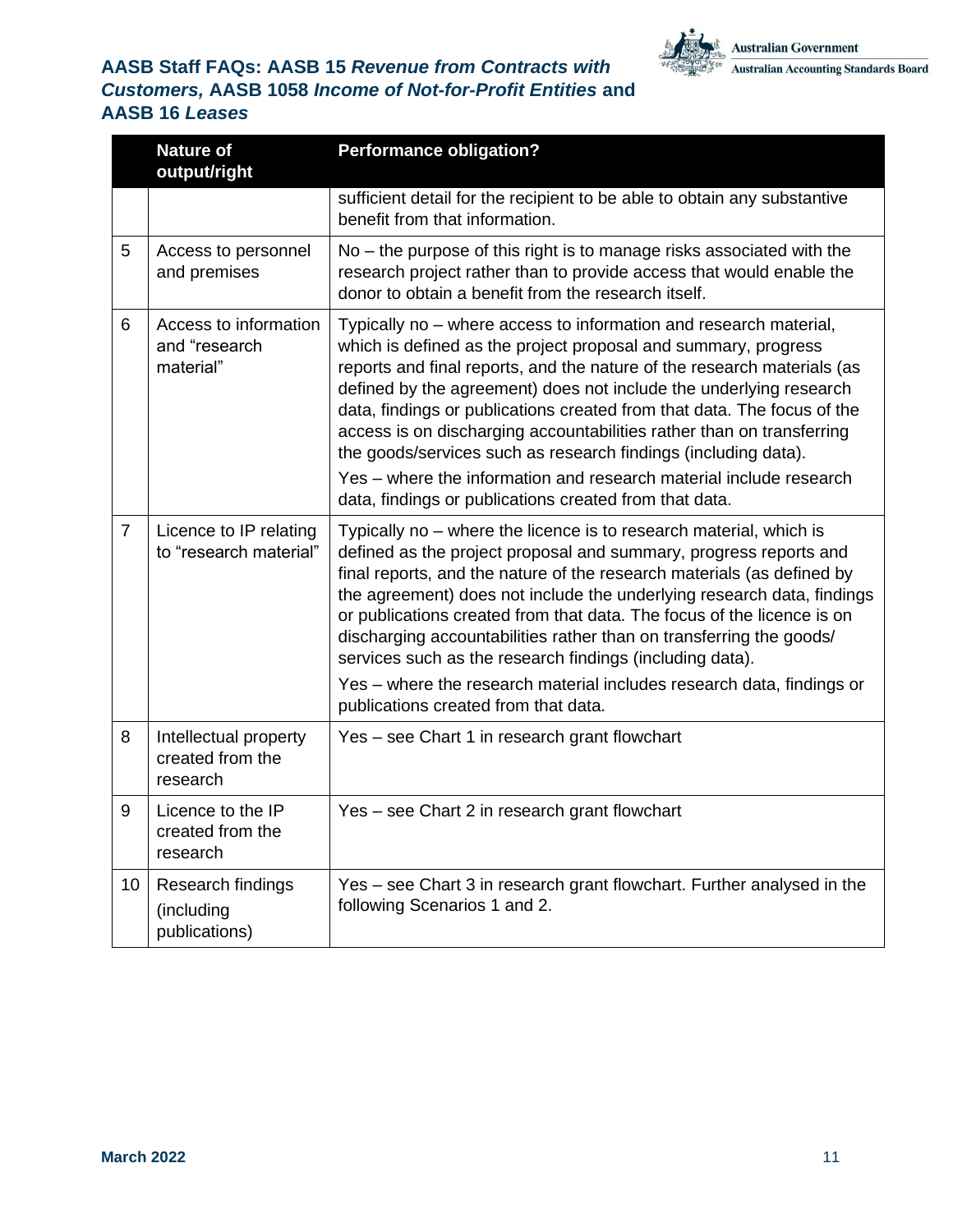|  | Nature of output/right | Performance obligation? |
|---|---|---|
|  |  | sufficient detail for the recipient to be able to obtain any substantive benefit from that information. |
| 5 | Access to personnel and premises | No – the purpose of this right is to manage risks associated with the research project rather than to provide access that would enable the donor to obtain a benefit from the research itself. |
| 6 | Access to information and "research material" | Typically no – where access to information and research material, which is defined as the project proposal and summary, progress reports and final reports, and the nature of the research materials (as defined by the agreement) does not include the underlying research data, findings or publications created from that data. The focus of the access is on discharging accountabilities rather than on transferring the goods/services such as research findings (including data).<br>Yes – where the information and research material include research data, findings or publications created from that data. |
| 7 | Licence to IP relating to "research material" | Typically no – where the licence is to research material, which is defined as the project proposal and summary, progress reports and final reports, and the nature of the research materials (as defined by the agreement) does not include the underlying research data, findings or publications created from that data. The focus of the licence is on discharging accountabilities rather than on transferring the goods/ services such as the research findings (including data).<br>Yes – where the research material includes research data, findings or publications created from that data. |
| 8 | Intellectual property created from the research | Yes – see Chart 1 in research grant flowchart |
| 9 | Licence to the IP created from the research | Yes – see Chart 2 in research grant flowchart |
| 10 | Research findings (including publications) | Yes – see Chart 3 in research grant flowchart. Further analysed in the following Scenarios 1 and 2. |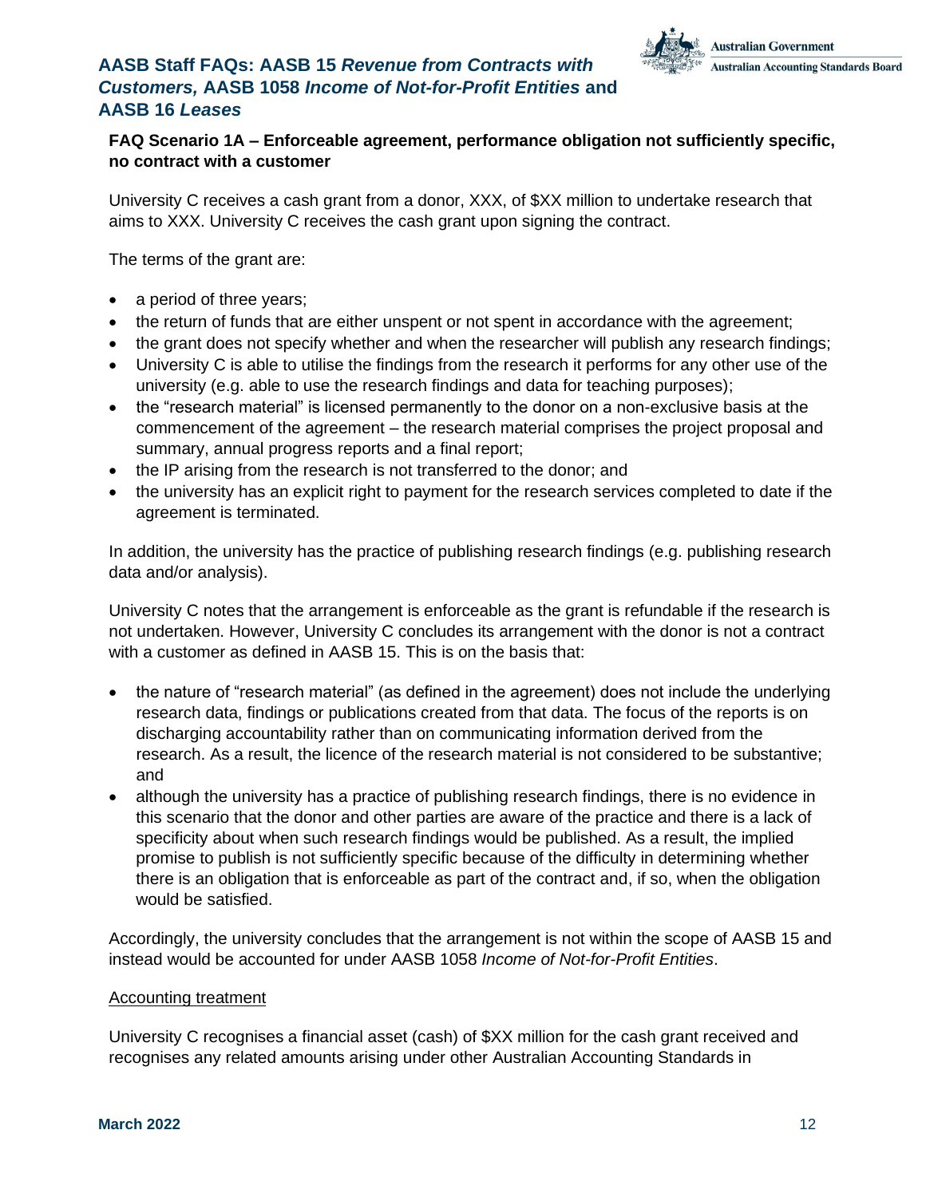**FAQ Scenario 1A – Enforceable agreement, performance obligation not sufficiently specific, no contract with a customer**

University C receives a cash grant from a donor, XXX, of $XX million to undertake research that aims to XXX. University C receives the cash grant upon signing the contract.

The terms of the grant are:

- a period of three years;
- the return of funds that are either unspent or not spent in accordance with the agreement;
- the grant does not specify whether and when the researcher will publish any research findings;
- University C is able to utilise the findings from the research it performs for any other use of the university (e.g. able to use the research findings and data for teaching purposes);
- the "research material" is licensed permanently to the donor on a non-exclusive basis at the commencement of the agreement – the research material comprises the project proposal and summary, annual progress reports and a final report;
- the IP arising from the research is not transferred to the donor; and
- the university has an explicit right to payment for the research services completed to date if the agreement is terminated.

In addition, the university has the practice of publishing research findings (e.g. publishing research data and/or analysis).

University C notes that the arrangement is enforceable as the grant is refundable if the research is not undertaken. However, University C concludes its arrangement with the donor is not a contract with a customer as defined in AASB 15. This is on the basis that:

- the nature of "research material" (as defined in the agreement) does not include the underlying research data, findings or publications created from that data. The focus of the reports is on discharging accountability rather than on communicating information derived from the research. As a result, the licence of the research material is not considered to be substantive; and
- although the university has a practice of publishing research findings, there is no evidence in this scenario that the donor and other parties are aware of the practice and there is a lack of specificity about when such research findings would be published. As a result, the implied promise to publish is not sufficiently specific because of the difficulty in determining whether there is an obligation that is enforceable as part of the contract and, if so, when the obligation would be satisfied.

Accordingly, the university concludes that the arrangement is not within the scope of AASB 15 and instead would be accounted for under AASB 1058 *Income of Not-for-Profit Entities*.

Accounting treatment

University C recognises a financial asset (cash) of $XX million for the cash grant received and recognises any related amounts arising under other Australian Accounting Standards in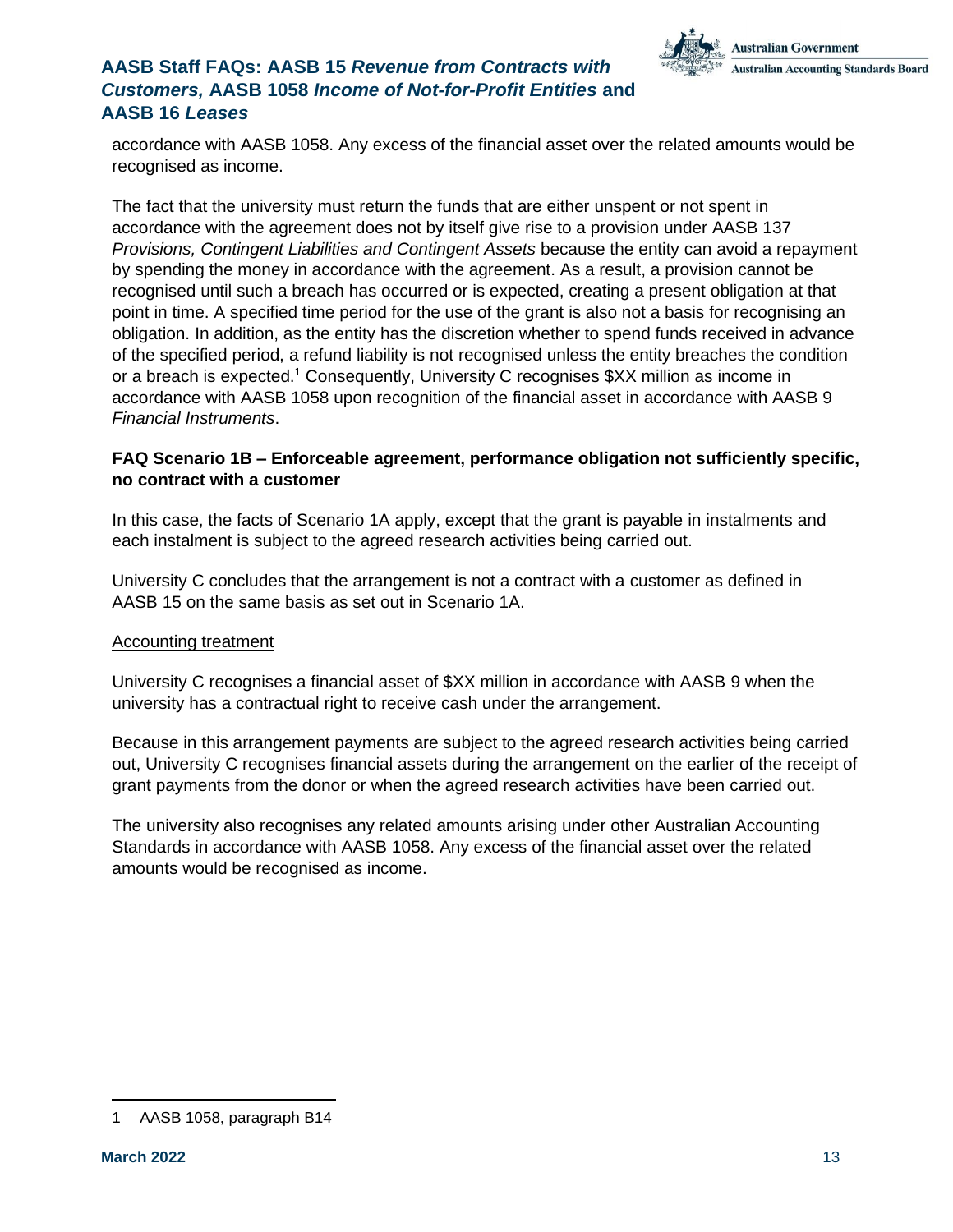accordance with AASB 1058. Any excess of the financial asset over the related amounts would be recognised as income.

The fact that the university must return the funds that are either unspent or not spent in accordance with the agreement does not by itself give rise to a provision under AASB 137 *Provisions, Contingent Liabilities and Contingent Assets* because the entity can avoid a repayment by spending the money in accordance with the agreement. As a result, a provision cannot be recognised until such a breach has occurred or is expected, creating a present obligation at that point in time. A specified time period for the use of the grant is also not a basis for recognising an obligation. In addition, as the entity has the discretion whether to spend funds received in advance of the specified period, a refund liability is not recognised unless the entity breaches the condition or a breach is expected.[1] Consequently, University C recognises $XX million as income in accordance with AASB 1058 upon recognition of the financial asset in accordance with AASB 9 *Financial Instruments*.

**FAQ Scenario 1B – Enforceable agreement, performance obligation not sufficiently specific, no contract with a customer**

In this case, the facts of Scenario 1A apply, except that the grant is payable in instalments and each instalment is subject to the agreed research activities being carried out.

University C concludes that the arrangement is not a contract with a customer as defined in AASB 15 on the same basis as set out in Scenario 1A.

Accounting treatment

University C recognises a financial asset of $XX million in accordance with AASB 9 when the university has a contractual right to receive cash under the arrangement.

Because in this arrangement payments are subject to the agreed research activities being carried out, University C recognises financial assets during the arrangement on the earlier of the receipt of grant payments from the donor or when the agreed research activities have been carried out.

The university also recognises any related amounts arising under other Australian Accounting Standards in accordance with AASB 1058. Any excess of the financial asset over the related amounts would be recognised as income.

---

1 AASB 1058, paragraph B14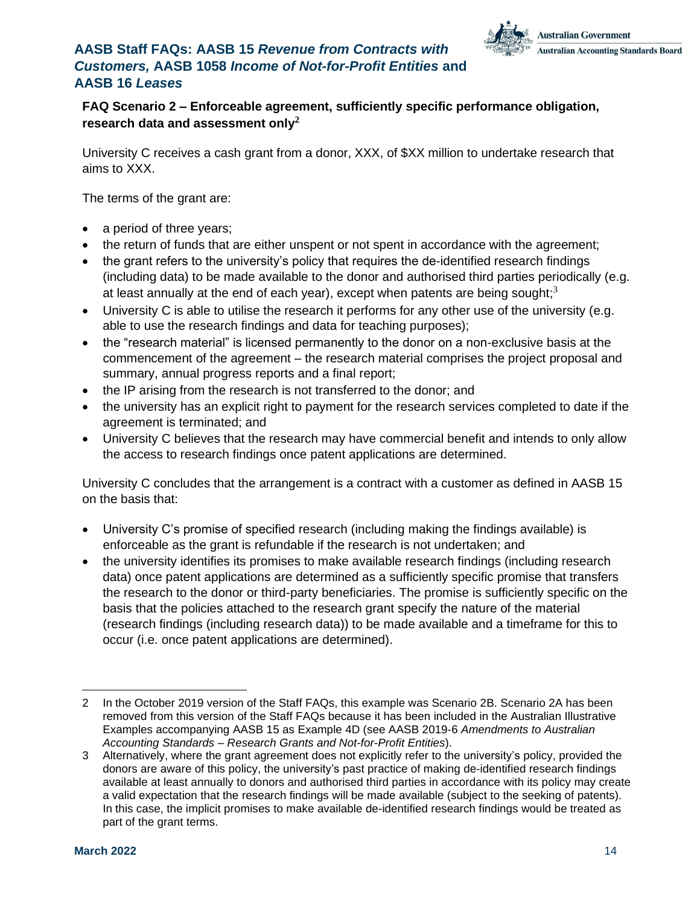**FAQ Scenario 2 – Enforceable agreement, sufficiently specific performance obligation, research data and assessment only**[2]

University C receives a cash grant from a donor, XXX, of $XX million to undertake research that aims to XXX.

The terms of the grant are:

- a period of three years;
- the return of funds that are either unspent or not spent in accordance with the agreement;
- the grant refers to the university's policy that requires the de-identified research findings (including data) to be made available to the donor and authorised third parties periodically (e.g. at least annually at the end of each year), except when patents are being sought;[3]
- University C is able to utilise the research it performs for any other use of the university (e.g. able to use the research findings and data for teaching purposes);
- the "research material" is licensed permanently to the donor on a non-exclusive basis at the commencement of the agreement – the research material comprises the project proposal and summary, annual progress reports and a final report;
- the IP arising from the research is not transferred to the donor; and
- the university has an explicit right to payment for the research services completed to date if the agreement is terminated; and
- University C believes that the research may have commercial benefit and intends to only allow the access to research findings once patent applications are determined.

University C concludes that the arrangement is a contract with a customer as defined in AASB 15 on the basis that:

- University C's promise of specified research (including making the findings available) is enforceable as the grant is refundable if the research is not undertaken; and
- the university identifies its promises to make available research findings (including research data) once patent applications are determined as a sufficiently specific promise that transfers the research to the donor or third-party beneficiaries. The promise is sufficiently specific on the basis that the policies attached to the research grant specify the nature of the material (research findings (including research data)) to be made available and a timeframe for this to occur (i.e. once patent applications are determined).

---

2 In the October 2019 version of the Staff FAQs, this example was Scenario 2B. Scenario 2A has been removed from this version of the Staff FAQs because it has been included in the Australian Illustrative Examples accompanying AASB 15 as Example 4D (see AASB 2019-6 *Amendments to Australian Accounting Standards – Research Grants and Not-for-Profit Entities*).

3 Alternatively, where the grant agreement does not explicitly refer to the university's policy, provided the donors are aware of this policy, the university's past practice of making de-identified research findings available at least annually to donors and authorised third parties in accordance with its policy may create a valid expectation that the research findings will be made available (subject to the seeking of patents). In this case, the implicit promises to make available de-identified research findings would be treated as part of the grant terms.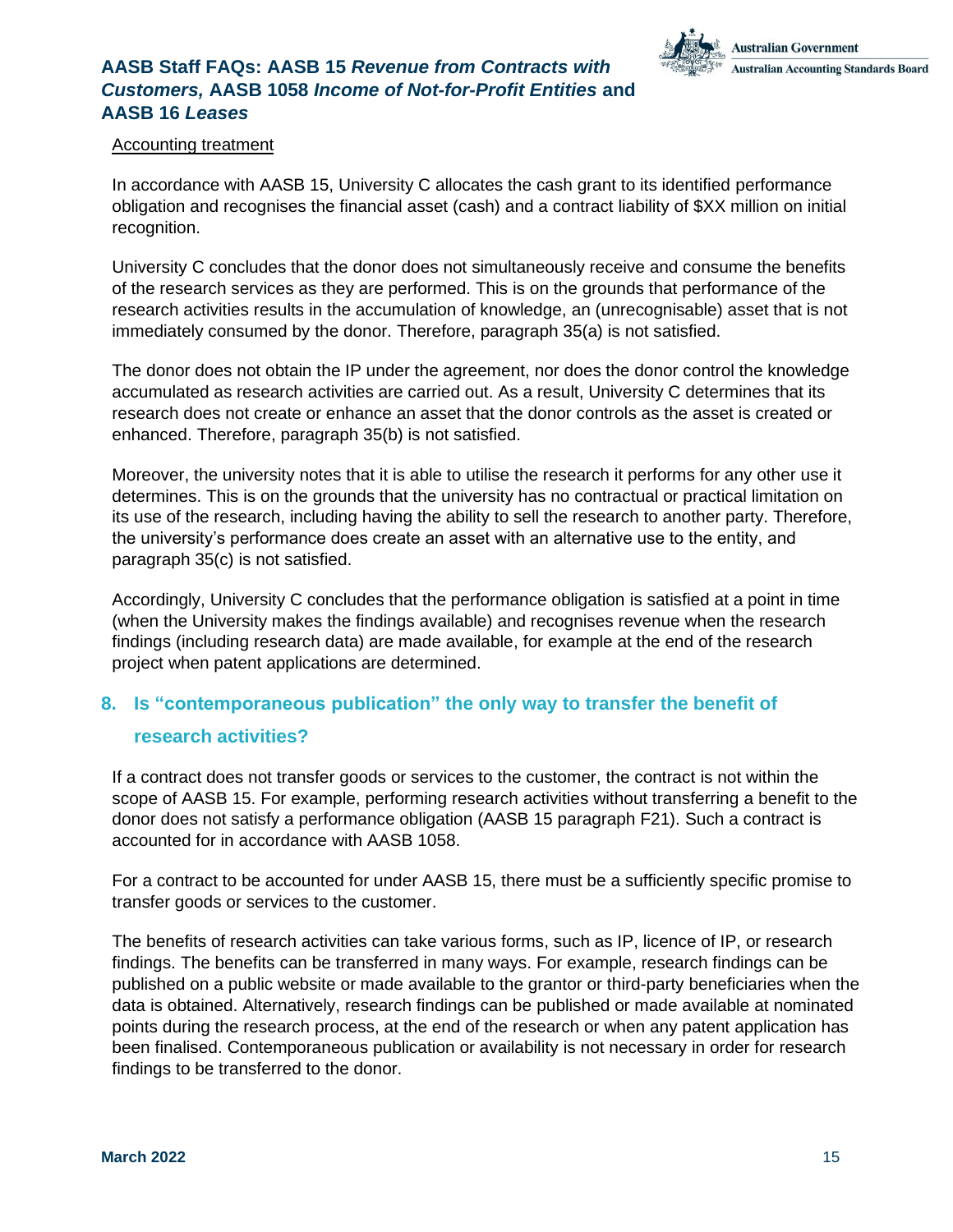Accounting treatment

In accordance with AASB 15, University C allocates the cash grant to its identified performance obligation and recognises the financial asset (cash) and a contract liability of $XX million on initial recognition.

University C concludes that the donor does not simultaneously receive and consume the benefits of the research services as they are performed. This is on the grounds that performance of the research activities results in the accumulation of knowledge, an (unrecognisable) asset that is not immediately consumed by the donor. Therefore, paragraph 35(a) is not satisfied.

The donor does not obtain the IP under the agreement, nor does the donor control the knowledge accumulated as research activities are carried out. As a result, University C determines that its research does not create or enhance an asset that the donor controls as the asset is created or enhanced. Therefore, paragraph 35(b) is not satisfied.

Moreover, the university notes that it is able to utilise the research it performs for any other use it determines. This is on the grounds that the university has no contractual or practical limitation on its use of the research, including having the ability to sell the research to another party. Therefore, the university's performance does create an asset with an alternative use to the entity, and paragraph 35(c) is not satisfied.

Accordingly, University C concludes that the performance obligation is satisfied at a point in time (when the University makes the findings available) and recognises revenue when the research findings (including research data) are made available, for example at the end of the research project when patent applications are determined.

## 8. Is "contemporaneous publication" the only way to transfer the benefit of research activities?

If a contract does not transfer goods or services to the customer, the contract is not within the scope of AASB 15. For example, performing research activities without transferring a benefit to the donor does not satisfy a performance obligation (AASB 15 paragraph F21). Such a contract is accounted for in accordance with AASB 1058.

For a contract to be accounted for under AASB 15, there must be a sufficiently specific promise to transfer goods or services to the customer.

The benefits of research activities can take various forms, such as IP, licence of IP, or research findings. The benefits can be transferred in many ways. For example, research findings can be published on a public website or made available to the grantor or third-party beneficiaries when the data is obtained. Alternatively, research findings can be published or made available at nominated points during the research process, at the end of the research or when any patent application has been finalised. Contemporaneous publication or availability is not necessary in order for research findings to be transferred to the donor.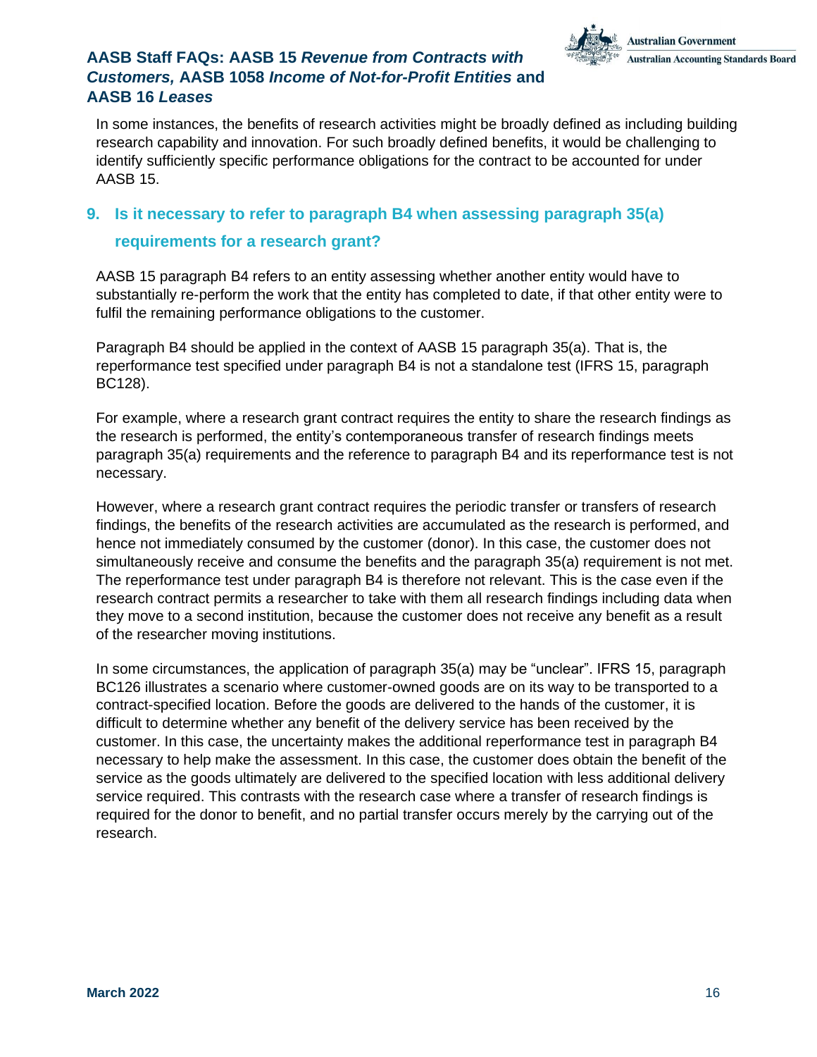In some instances, the benefits of research activities might be broadly defined as including building research capability and innovation. For such broadly defined benefits, it would be challenging to identify sufficiently specific performance obligations for the contract to be accounted for under AASB 15.

## 9. Is it necessary to refer to paragraph B4 when assessing paragraph 35(a) requirements for a research grant?

AASB 15 paragraph B4 refers to an entity assessing whether another entity would have to substantially re-perform the work that the entity has completed to date, if that other entity were to fulfil the remaining performance obligations to the customer.

Paragraph B4 should be applied in the context of AASB 15 paragraph 35(a). That is, the reperformance test specified under paragraph B4 is not a standalone test (IFRS 15, paragraph BC128).

For example, where a research grant contract requires the entity to share the research findings as the research is performed, the entity's contemporaneous transfer of research findings meets paragraph 35(a) requirements and the reference to paragraph B4 and its reperformance test is not necessary.

However, where a research grant contract requires the periodic transfer or transfers of research findings, the benefits of the research activities are accumulated as the research is performed, and hence not immediately consumed by the customer (donor). In this case, the customer does not simultaneously receive and consume the benefits and the paragraph 35(a) requirement is not met. The reperformance test under paragraph B4 is therefore not relevant. This is the case even if the research contract permits a researcher to take with them all research findings including data when they move to a second institution, because the customer does not receive any benefit as a result of the researcher moving institutions.

In some circumstances, the application of paragraph 35(a) may be "unclear". IFRS 15, paragraph BC126 illustrates a scenario where customer-owned goods are on its way to be transported to a contract-specified location. Before the goods are delivered to the hands of the customer, it is difficult to determine whether any benefit of the delivery service has been received by the customer. In this case, the uncertainty makes the additional reperformance test in paragraph B4 necessary to help make the assessment. In this case, the customer does obtain the benefit of the service as the goods ultimately are delivered to the specified location with less additional delivery service required. This contrasts with the research case where a transfer of research findings is required for the donor to benefit, and no partial transfer occurs merely by the carrying out of the research.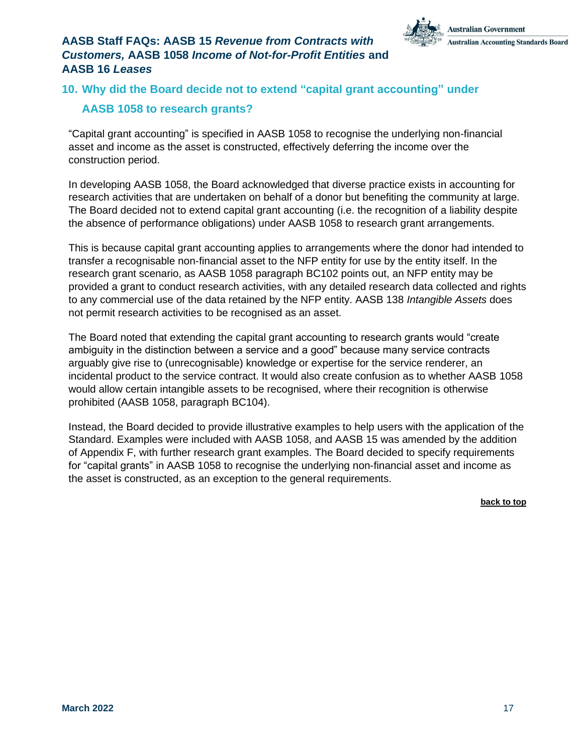## 10. Why did the Board decide not to extend "capital grant accounting" under AASB 1058 to research grants?

"Capital grant accounting" is specified in AASB 1058 to recognise the underlying non-financial asset and income as the asset is constructed, effectively deferring the income over the construction period.

In developing AASB 1058, the Board acknowledged that diverse practice exists in accounting for research activities that are undertaken on behalf of a donor but benefiting the community at large. The Board decided not to extend capital grant accounting (i.e. the recognition of a liability despite the absence of performance obligations) under AASB 1058 to research grant arrangements.

This is because capital grant accounting applies to arrangements where the donor had intended to transfer a recognisable non-financial asset to the NFP entity for use by the entity itself. In the research grant scenario, as AASB 1058 paragraph BC102 points out, an NFP entity may be provided a grant to conduct research activities, with any detailed research data collected and rights to any commercial use of the data retained by the NFP entity. AASB 138 *Intangible Assets* does not permit research activities to be recognised as an asset.

The Board noted that extending the capital grant accounting to research grants would "create ambiguity in the distinction between a service and a good" because many service contracts arguably give rise to (unrecognisable) knowledge or expertise for the service renderer, an incidental product to the service contract. It would also create confusion as to whether AASB 1058 would allow certain intangible assets to be recognised, where their recognition is otherwise prohibited (AASB 1058, paragraph BC104).

Instead, the Board decided to provide illustrative examples to help users with the application of the Standard. Examples were included with AASB 1058, and AASB 15 was amended by the addition of Appendix F, with further research grant examples. The Board decided to specify requirements for "capital grants" in AASB 1058 to recognise the underlying non-financial asset and income as the asset is constructed, as an exception to the general requirements.

**back to top**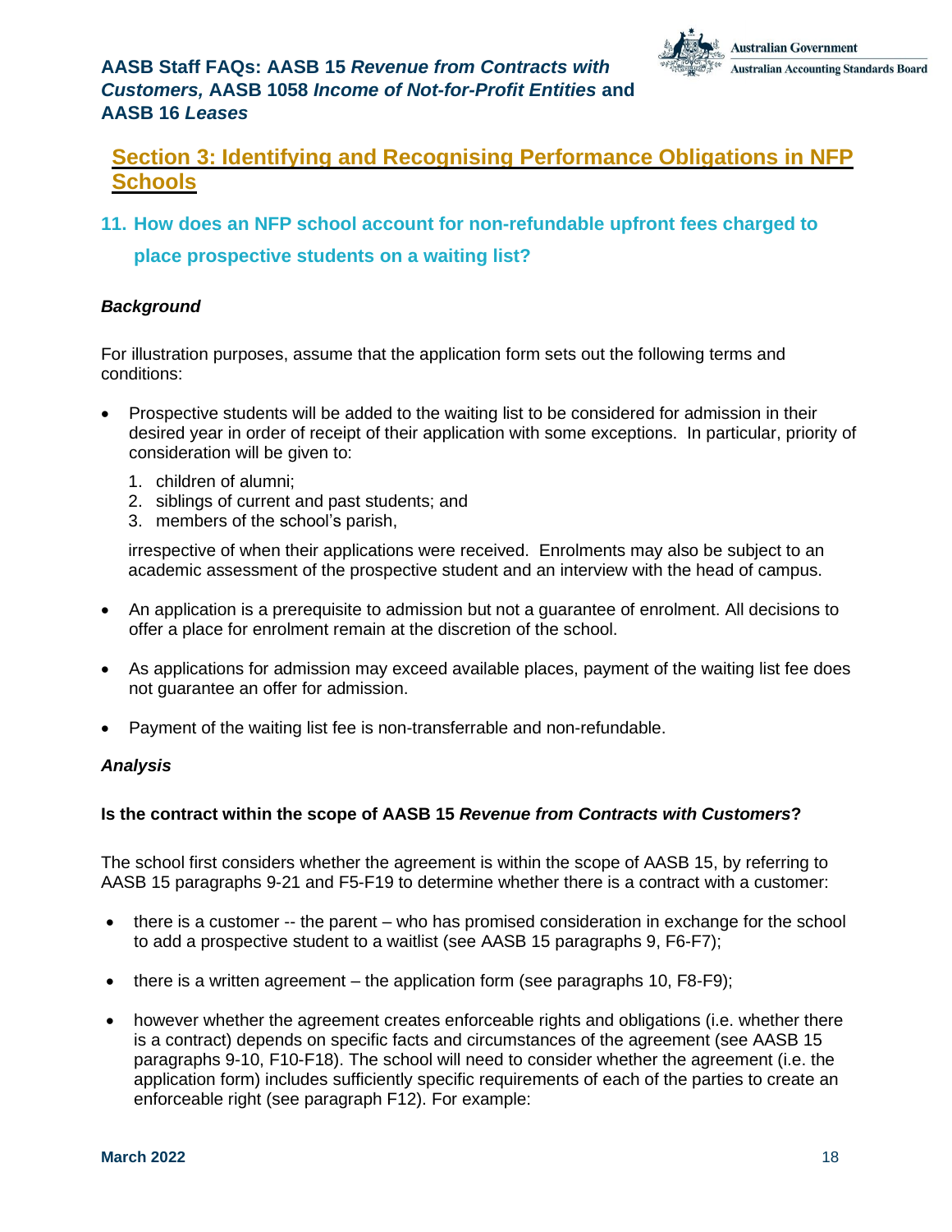## Section 3: Identifying and Recognising Performance Obligations in NFP Schools

### 11. How does an NFP school account for non-refundable upfront fees charged to place prospective students on a waiting list?

***Background***

For illustration purposes, assume that the application form sets out the following terms and conditions:

- Prospective students will be added to the waiting list to be considered for admission in their desired year in order of receipt of their application with some exceptions. In particular, priority of consideration will be given to:
  1. children of alumni;
  2. siblings of current and past students; and
  3. members of the school's parish,

  irrespective of when their applications were received. Enrolments may also be subject to an academic assessment of the prospective student and an interview with the head of campus.

- An application is a prerequisite to admission but not a guarantee of enrolment. All decisions to offer a place for enrolment remain at the discretion of the school.

- As applications for admission may exceed available places, payment of the waiting list fee does not guarantee an offer for admission.

- Payment of the waiting list fee is non-transferrable and non-refundable.

***Analysis***

**Is the contract within the scope of AASB 15 *Revenue from Contracts with Customers*?**

The school first considers whether the agreement is within the scope of AASB 15, by referring to AASB 15 paragraphs 9-21 and F5-F19 to determine whether there is a contract with a customer:

- there is a customer -- the parent – who has promised consideration in exchange for the school to add a prospective student to a waitlist (see AASB 15 paragraphs 9, F6-F7);

- there is a written agreement – the application form (see paragraphs 10, F8-F9);

- however whether the agreement creates enforceable rights and obligations (i.e. whether there is a contract) depends on specific facts and circumstances of the agreement (see AASB 15 paragraphs 9-10, F10-F18). The school will need to consider whether the agreement (i.e. the application form) includes sufficiently specific requirements of each of the parties to create an enforceable right (see paragraph F12). For example: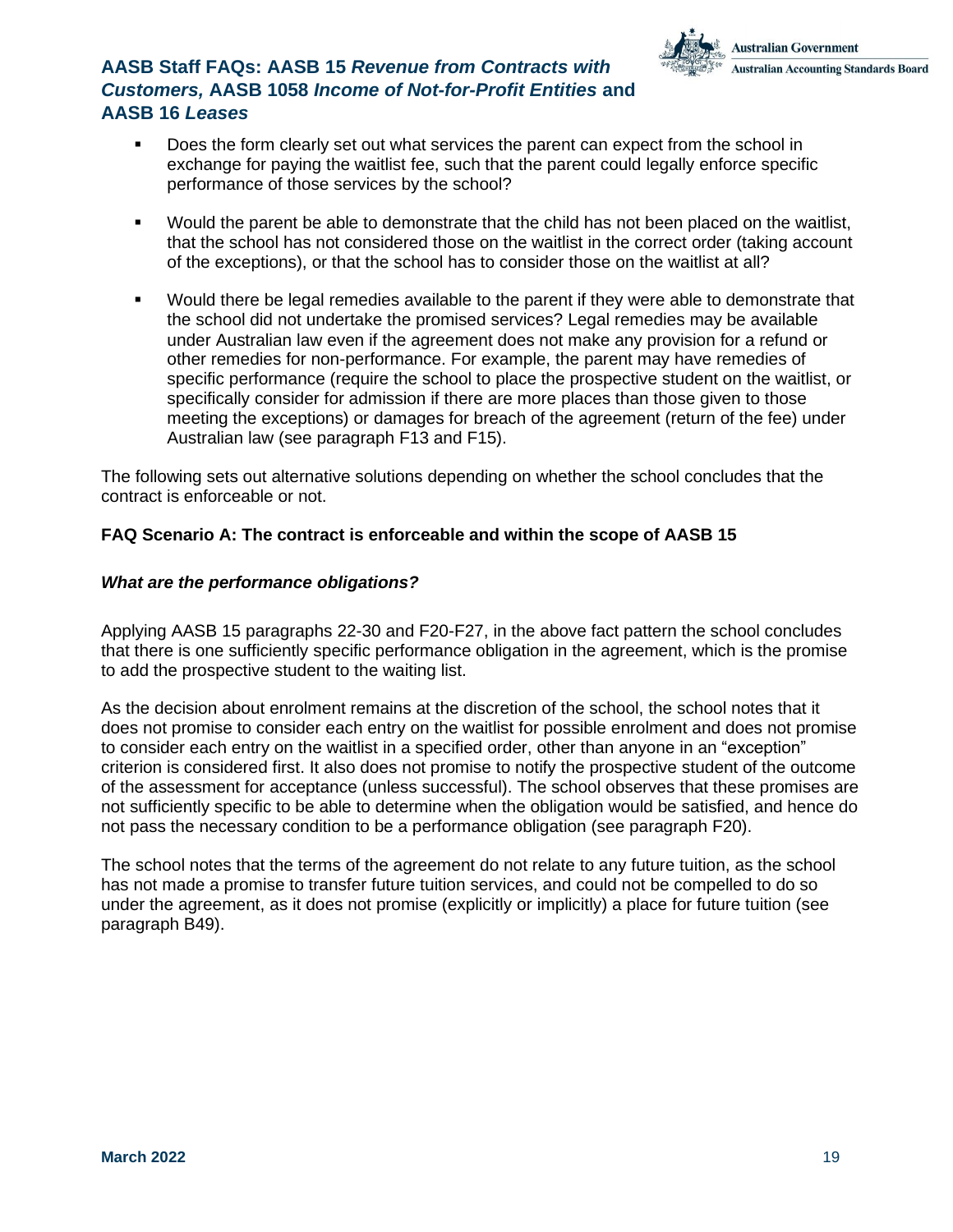- Does the form clearly set out what services the parent can expect from the school in exchange for paying the waitlist fee, such that the parent could legally enforce specific performance of those services by the school?
- Would the parent be able to demonstrate that the child has not been placed on the waitlist, that the school has not considered those on the waitlist in the correct order (taking account of the exceptions), or that the school has to consider those on the waitlist at all?
- Would there be legal remedies available to the parent if they were able to demonstrate that the school did not undertake the promised services? Legal remedies may be available under Australian law even if the agreement does not make any provision for a refund or other remedies for non-performance. For example, the parent may have remedies of specific performance (require the school to place the prospective student on the waitlist, or specifically consider for admission if there are more places than those given to those meeting the exceptions) or damages for breach of the agreement (return of the fee) under Australian law (see paragraph F13 and F15).

The following sets out alternative solutions depending on whether the school concludes that the contract is enforceable or not.

### FAQ Scenario A: The contract is enforceable and within the scope of AASB 15

#### *What are the performance obligations?*

Applying AASB 15 paragraphs 22-30 and F20-F27, in the above fact pattern the school concludes that there is one sufficiently specific performance obligation in the agreement, which is the promise to add the prospective student to the waiting list.

As the decision about enrolment remains at the discretion of the school, the school notes that it does not promise to consider each entry on the waitlist for possible enrolment and does not promise to consider each entry on the waitlist in a specified order, other than anyone in an "exception" criterion is considered first. It also does not promise to notify the prospective student of the outcome of the assessment for acceptance (unless successful). The school observes that these promises are not sufficiently specific to be able to determine when the obligation would be satisfied, and hence do not pass the necessary condition to be a performance obligation (see paragraph F20).

The school notes that the terms of the agreement do not relate to any future tuition, as the school has not made a promise to transfer future tuition services, and could not be compelled to do so under the agreement, as it does not promise (explicitly or implicitly) a place for future tuition (see paragraph B49).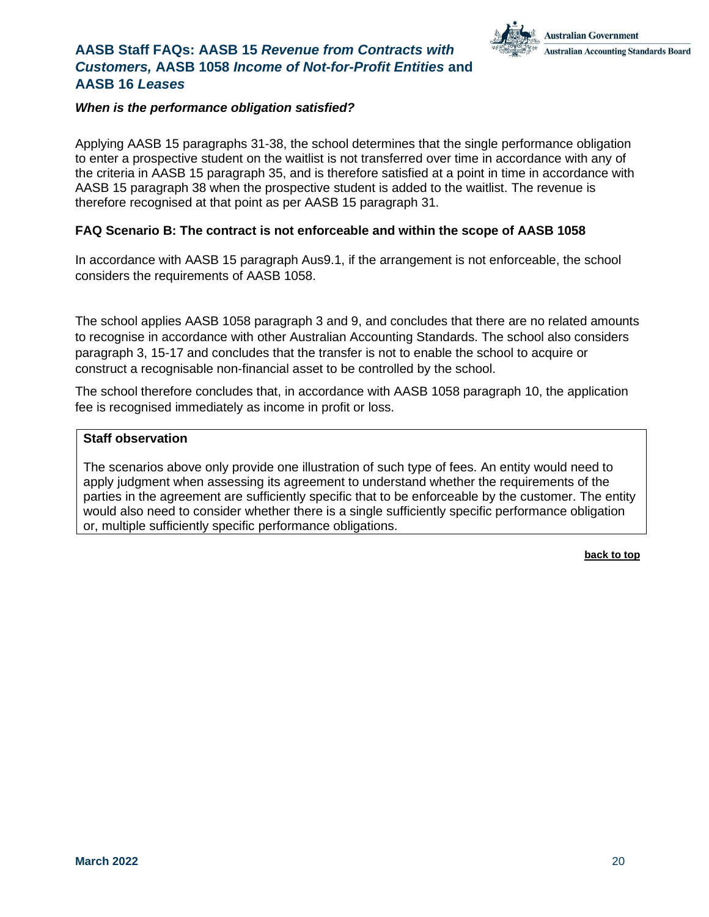#### *When is the performance obligation satisfied?*

Applying AASB 15 paragraphs 31-38, the school determines that the single performance obligation to enter a prospective student on the waitlist is not transferred over time in accordance with any of the criteria in AASB 15 paragraph 35, and is therefore satisfied at a point in time in accordance with AASB 15 paragraph 38 when the prospective student is added to the waitlist. The revenue is therefore recognised at that point as per AASB 15 paragraph 31.

### FAQ Scenario B: The contract is not enforceable and within the scope of AASB 1058

In accordance with AASB 15 paragraph Aus9.1, if the arrangement is not enforceable, the school considers the requirements of AASB 1058.

The school applies AASB 1058 paragraph 3 and 9, and concludes that there are no related amounts to recognise in accordance with other Australian Accounting Standards. The school also considers paragraph 3, 15-17 and concludes that the transfer is not to enable the school to acquire or construct a recognisable non-financial asset to be controlled by the school.

The school therefore concludes that, in accordance with AASB 1058 paragraph 10, the application fee is recognised immediately as income in profit or loss.

**Staff observation**

The scenarios above only provide one illustration of such type of fees. An entity would need to apply judgment when assessing its agreement to understand whether the requirements of the parties in the agreement are sufficiently specific that to be enforceable by the customer. The entity would also need to consider whether there is a single sufficiently specific performance obligation or, multiple sufficiently specific performance obligations.

**back to top**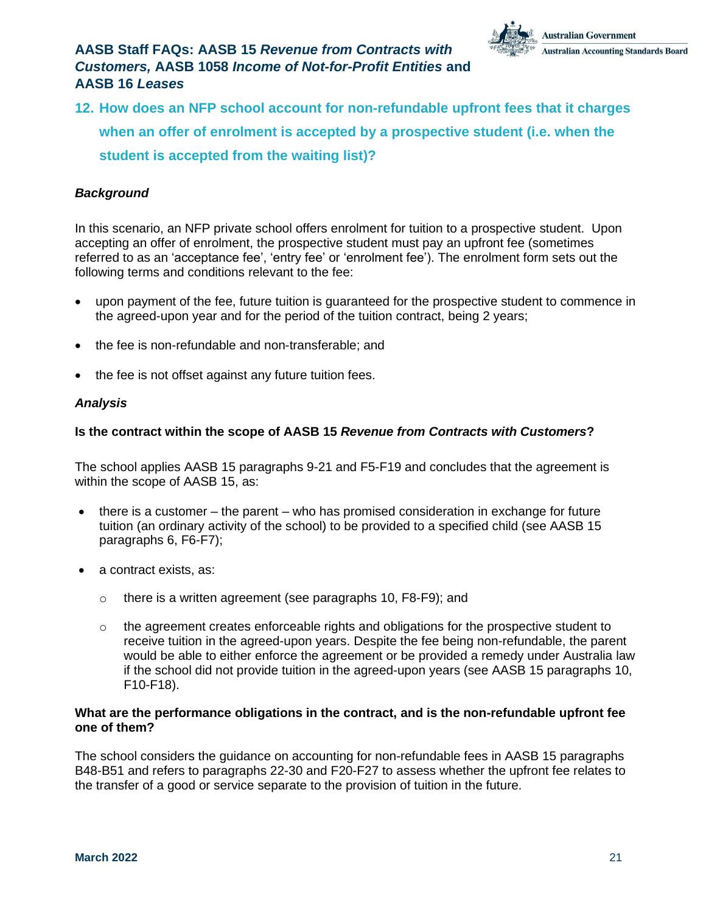## 12. How does an NFP school account for non-refundable upfront fees that it charges when an offer of enrolment is accepted by a prospective student (i.e. when the student is accepted from the waiting list)?

### *Background*

In this scenario, an NFP private school offers enrolment for tuition to a prospective student. Upon accepting an offer of enrolment, the prospective student must pay an upfront fee (sometimes referred to as an 'acceptance fee', 'entry fee' or 'enrolment fee'). The enrolment form sets out the following terms and conditions relevant to the fee:

- upon payment of the fee, future tuition is guaranteed for the prospective student to commence in the agreed-upon year and for the period of the tuition contract, being 2 years;
- the fee is non-refundable and non-transferable; and
- the fee is not offset against any future tuition fees.

### *Analysis*

**Is the contract within the scope of AASB 15 *Revenue from Contracts with Customers*?**

The school applies AASB 15 paragraphs 9-21 and F5-F19 and concludes that the agreement is within the scope of AASB 15, as:

- there is a customer – the parent – who has promised consideration in exchange for future tuition (an ordinary activity of the school) to be provided to a specified child (see AASB 15 paragraphs 6, F6-F7);
- a contract exists, as:
  - there is a written agreement (see paragraphs 10, F8-F9); and
  - the agreement creates enforceable rights and obligations for the prospective student to receive tuition in the agreed-upon years. Despite the fee being non-refundable, the parent would be able to either enforce the agreement or be provided a remedy under Australia law if the school did not provide tuition in the agreed-upon years (see AASB 15 paragraphs 10, F10-F18).

**What are the performance obligations in the contract, and is the non-refundable upfront fee one of them?**

The school considers the guidance on accounting for non-refundable fees in AASB 15 paragraphs B48-B51 and refers to paragraphs 22-30 and F20-F27 to assess whether the upfront fee relates to the transfer of a good or service separate to the provision of tuition in the future.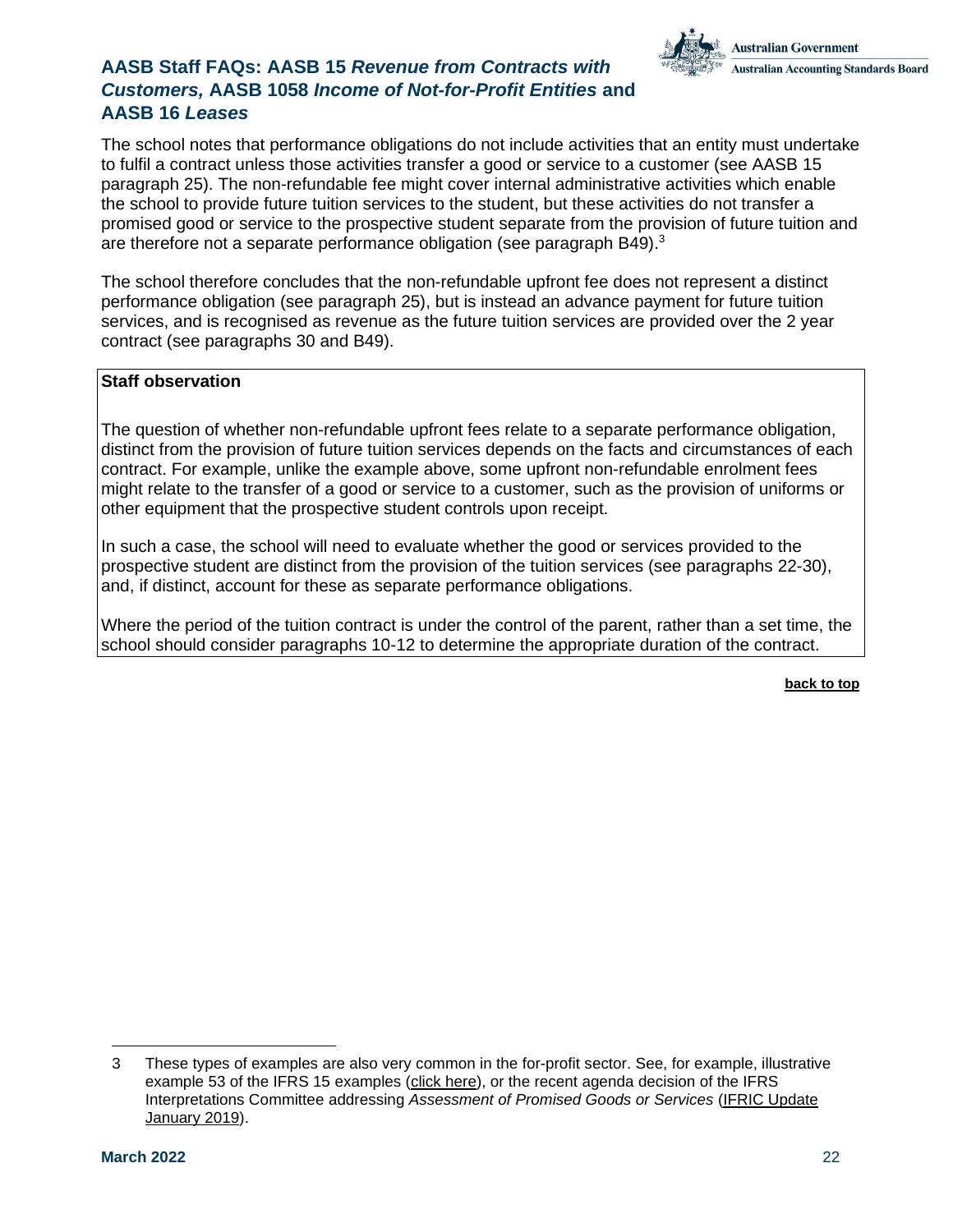The school notes that performance obligations do not include activities that an entity must undertake to fulfil a contract unless those activities transfer a good or service to a customer (see AASB 15 paragraph 25). The non-refundable fee might cover internal administrative activities which enable the school to provide future tuition services to the student, but these activities do not transfer a promised good or service to the prospective student separate from the provision of future tuition and are therefore not a separate performance obligation (see paragraph B49).[3]

The school therefore concludes that the non-refundable upfront fee does not represent a distinct performance obligation (see paragraph 25), but is instead an advance payment for future tuition services, and is recognised as revenue as the future tuition services are provided over the 2 year contract (see paragraphs 30 and B49).

> **Staff observation**
>
> The question of whether non-refundable upfront fees relate to a separate performance obligation, distinct from the provision of future tuition services depends on the facts and circumstances of each contract. For example, unlike the example above, some upfront non-refundable enrolment fees might relate to the transfer of a good or service to a customer, such as the provision of uniforms or other equipment that the prospective student controls upon receipt.
>
> In such a case, the school will need to evaluate whether the good or services provided to the prospective student are distinct from the provision of the tuition services (see paragraphs 22-30), and, if distinct, account for these as separate performance obligations.
>
> Where the period of the tuition contract is under the control of the parent, rather than a set time, the school should consider paragraphs 10-12 to determine the appropriate duration of the contract.

**back to top**

---

3 These types of examples are also very common in the for-profit sector. See, for example, illustrative example 53 of the IFRS 15 examples (click here), or the recent agenda decision of the IFRS Interpretations Committee addressing *Assessment of Promised Goods or Services* (IFRIC Update January 2019).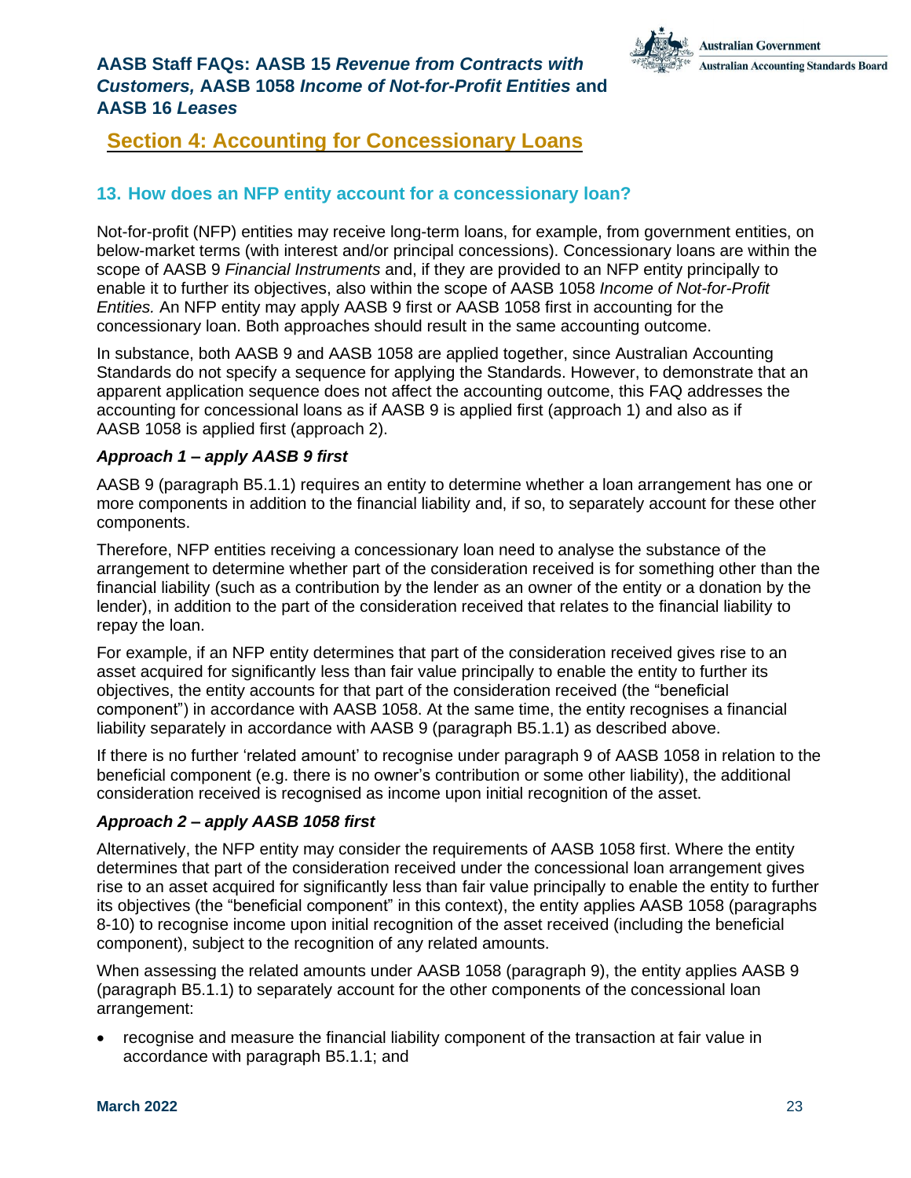## Section 4: Accounting for Concessionary Loans

### 13. How does an NFP entity account for a concessionary loan?

Not-for-profit (NFP) entities may receive long-term loans, for example, from government entities, on below-market terms (with interest and/or principal concessions). Concessionary loans are within the scope of AASB 9 *Financial Instruments* and, if they are provided to an NFP entity principally to enable it to further its objectives, also within the scope of AASB 1058 *Income of Not-for-Profit Entities.* An NFP entity may apply AASB 9 first or AASB 1058 first in accounting for the concessionary loan. Both approaches should result in the same accounting outcome.

In substance, both AASB 9 and AASB 1058 are applied together, since Australian Accounting Standards do not specify a sequence for applying the Standards. However, to demonstrate that an apparent application sequence does not affect the accounting outcome, this FAQ addresses the accounting for concessional loans as if AASB 9 is applied first (approach 1) and also as if AASB 1058 is applied first (approach 2).

***Approach 1 – apply AASB 9 first***

AASB 9 (paragraph B5.1.1) requires an entity to determine whether a loan arrangement has one or more components in addition to the financial liability and, if so, to separately account for these other components.

Therefore, NFP entities receiving a concessionary loan need to analyse the substance of the arrangement to determine whether part of the consideration received is for something other than the financial liability (such as a contribution by the lender as an owner of the entity or a donation by the lender), in addition to the part of the consideration received that relates to the financial liability to repay the loan.

For example, if an NFP entity determines that part of the consideration received gives rise to an asset acquired for significantly less than fair value principally to enable the entity to further its objectives, the entity accounts for that part of the consideration received (the "beneficial component") in accordance with AASB 1058. At the same time, the entity recognises a financial liability separately in accordance with AASB 9 (paragraph B5.1.1) as described above.

If there is no further 'related amount' to recognise under paragraph 9 of AASB 1058 in relation to the beneficial component (e.g. there is no owner's contribution or some other liability), the additional consideration received is recognised as income upon initial recognition of the asset.

***Approach 2 – apply AASB 1058 first***

Alternatively, the NFP entity may consider the requirements of AASB 1058 first. Where the entity determines that part of the consideration received under the concessional loan arrangement gives rise to an asset acquired for significantly less than fair value principally to enable the entity to further its objectives (the "beneficial component" in this context), the entity applies AASB 1058 (paragraphs 8-10) to recognise income upon initial recognition of the asset received (including the beneficial component), subject to the recognition of any related amounts.

When assessing the related amounts under AASB 1058 (paragraph 9), the entity applies AASB 9 (paragraph B5.1.1) to separately account for the other components of the concessional loan arrangement:

- recognise and measure the financial liability component of the transaction at fair value in accordance with paragraph B5.1.1; and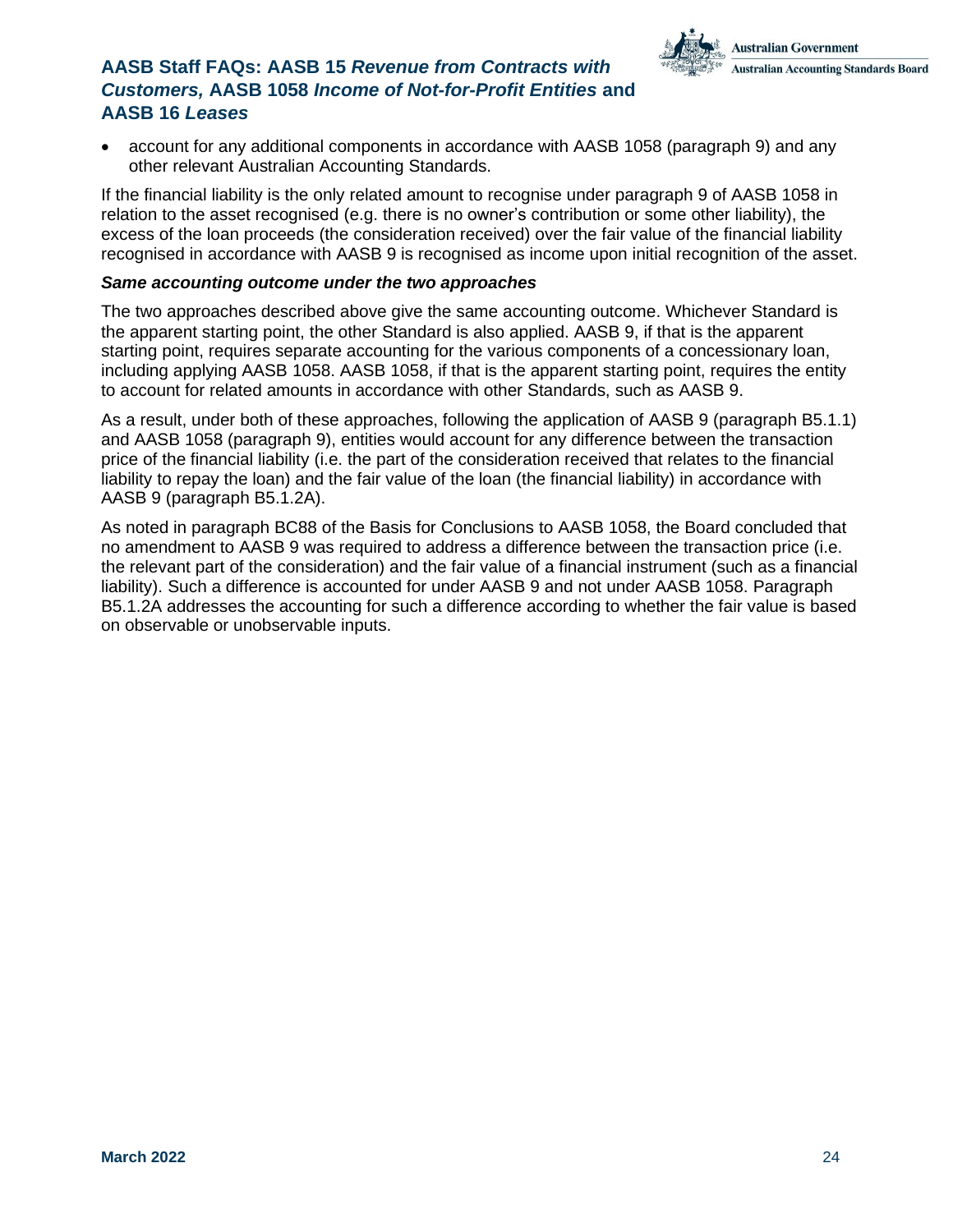- account for any additional components in accordance with AASB 1058 (paragraph 9) and any other relevant Australian Accounting Standards.

If the financial liability is the only related amount to recognise under paragraph 9 of AASB 1058 in relation to the asset recognised (e.g. there is no owner's contribution or some other liability), the excess of the loan proceeds (the consideration received) over the fair value of the financial liability recognised in accordance with AASB 9 is recognised as income upon initial recognition of the asset.

***Same accounting outcome under the two approaches***

The two approaches described above give the same accounting outcome. Whichever Standard is the apparent starting point, the other Standard is also applied. AASB 9, if that is the apparent starting point, requires separate accounting for the various components of a concessionary loan, including applying AASB 1058. AASB 1058, if that is the apparent starting point, requires the entity to account for related amounts in accordance with other Standards, such as AASB 9.

As a result, under both of these approaches, following the application of AASB 9 (paragraph B5.1.1) and AASB 1058 (paragraph 9), entities would account for any difference between the transaction price of the financial liability (i.e. the part of the consideration received that relates to the financial liability to repay the loan) and the fair value of the loan (the financial liability) in accordance with AASB 9 (paragraph B5.1.2A).

As noted in paragraph BC88 of the Basis for Conclusions to AASB 1058, the Board concluded that no amendment to AASB 9 was required to address a difference between the transaction price (i.e. the relevant part of the consideration) and the fair value of a financial instrument (such as a financial liability). Such a difference is accounted for under AASB 9 and not under AASB 1058. Paragraph B5.1.2A addresses the accounting for such a difference according to whether the fair value is based on observable or unobservable inputs.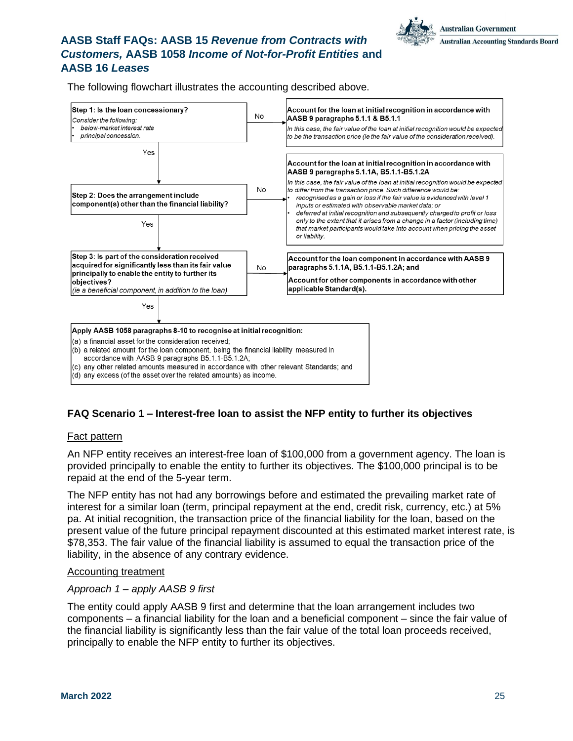The following flowchart illustrates the accounting described above.

**Step 1: Is the loan concessionary?**
*Consider the following:*
- *below-market interest rate*
- *principal concession.*

No → **Account for the loan at initial recognition in accordance with AASB 9 paragraphs 5.1.1 & B5.1.1**
*In this case, the fair value of the loan at initial recognition would be expected to be the transaction price (ie the fair value of the consideration received).*

Yes ↓

**Step 2: Does the arrangement include component(s) other than the financial liability?**

No → **Account for the loan at initial recognition in accordance with AASB 9 paragraphs 5.1.1A, B5.1.1-B5.1.2A**
*In this case, the fair value of the loan at initial recognition would be expected to differ from the transaction price. Such difference would be:*
- *recognised as a gain or loss if the fair value is evidenced with level 1 inputs or estimated with observable market data; or*
- *deferred at initial recognition and subsequently charged to profit or loss only to the extent that it arises from a change in a factor (including time) that market participants would take into account when pricing the asset or liability.*

Yes ↓

**Step 3: Is part of the consideration received acquired for significantly less than its fair value principally to enable the entity to further its objectives?**
*(ie a beneficial component, in addition to the loan)*

No → **Account for the loan component in accordance with AASB 9 paragraphs 5.1.1A, B5.1.1-B5.1.2A; and**
**Account for other components in accordance with other applicable Standard(s).**

Yes ↓

**Apply AASB 1058 paragraphs 8-10 to recognise at initial recognition:**
(a) a financial asset for the consideration received;
(b) a related amount for the loan component, being the financial liability measured in accordance with AASB 9 paragraphs B5.1.1-B5.1.2A;
(c) any other related amounts measured in accordance with other relevant Standards; and
(d) any excess (of the asset over the related amounts) as income.

### FAQ Scenario 1 – Interest-free loan to assist the NFP entity to further its objectives

Fact pattern

An NFP entity receives an interest-free loan of $100,000 from a government agency. The loan is provided principally to enable the entity to further its objectives. The $100,000 principal is to be repaid at the end of the 5-year term.

The NFP entity has not had any borrowings before and estimated the prevailing market rate of interest for a similar loan (term, principal repayment at the end, credit risk, currency, etc.) at 5% pa. At initial recognition, the transaction price of the financial liability for the loan, based on the present value of the future principal repayment discounted at this estimated market interest rate, is $78,353. The fair value of the financial liability is assumed to equal the transaction price of the liability, in the absence of any contrary evidence.

Accounting treatment

*Approach 1 – apply AASB 9 first*

The entity could apply AASB 9 first and determine that the loan arrangement includes two components – a financial liability for the loan and a beneficial component – since the fair value of the financial liability is significantly less than the fair value of the total loan proceeds received, principally to enable the NFP entity to further its objectives.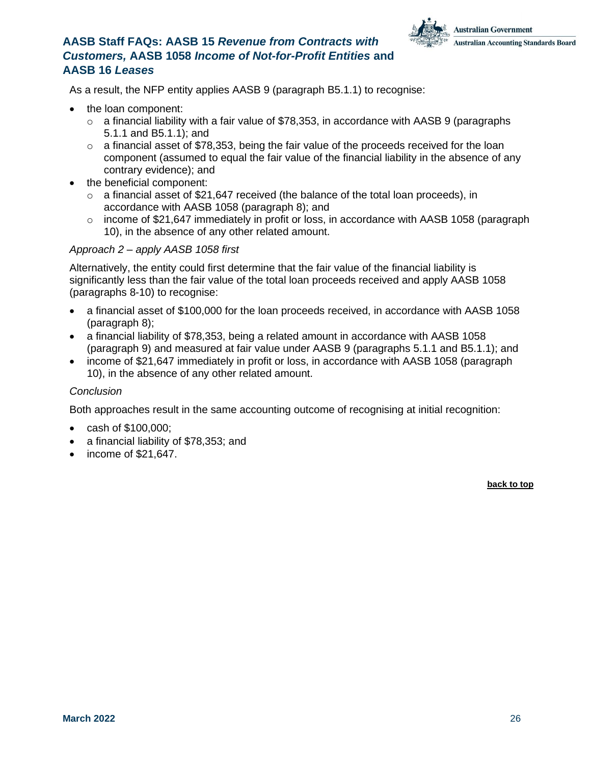As a result, the NFP entity applies AASB 9 (paragraph B5.1.1) to recognise:

- the loan component:
  - a financial liability with a fair value of $78,353, in accordance with AASB 9 (paragraphs 5.1.1 and B5.1.1); and
  - a financial asset of $78,353, being the fair value of the proceeds received for the loan component (assumed to equal the fair value of the financial liability in the absence of any contrary evidence); and
- the beneficial component:
  - a financial asset of $21,647 received (the balance of the total loan proceeds), in accordance with AASB 1058 (paragraph 8); and
  - income of $21,647 immediately in profit or loss, in accordance with AASB 1058 (paragraph 10), in the absence of any other related amount.

*Approach 2 – apply AASB 1058 first*

Alternatively, the entity could first determine that the fair value of the financial liability is significantly less than the fair value of the total loan proceeds received and apply AASB 1058 (paragraphs 8-10) to recognise:

- a financial asset of $100,000 for the loan proceeds received, in accordance with AASB 1058 (paragraph 8);
- a financial liability of $78,353, being a related amount in accordance with AASB 1058 (paragraph 9) and measured at fair value under AASB 9 (paragraphs 5.1.1 and B5.1.1); and
- income of $21,647 immediately in profit or loss, in accordance with AASB 1058 (paragraph 10), in the absence of any other related amount.

*Conclusion*

Both approaches result in the same accounting outcome of recognising at initial recognition:

- cash of $100,000;
- a financial liability of $78,353; and
- income of $21,647.

**back to top**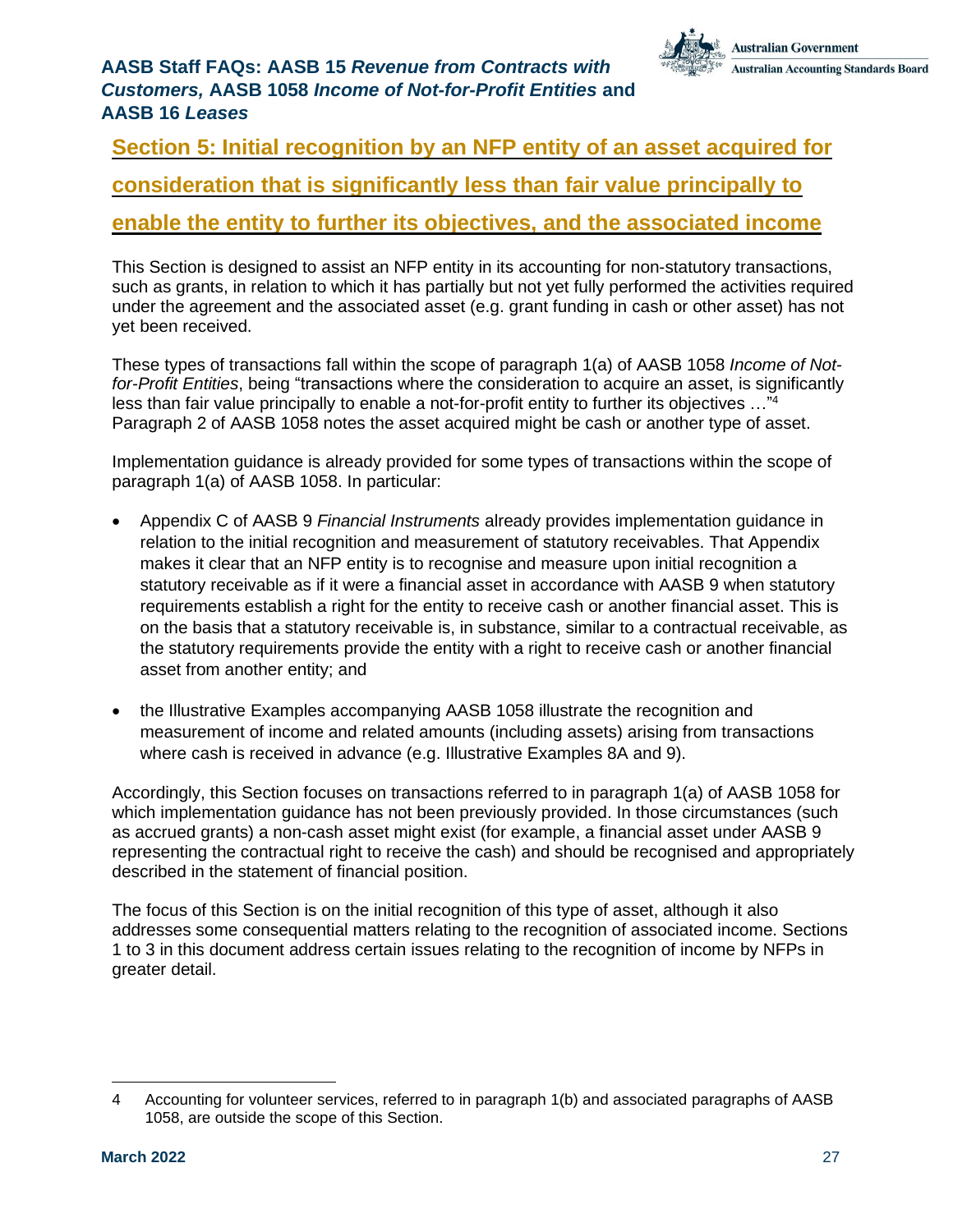## Section 5: Initial recognition by an NFP entity of an asset acquired for consideration that is significantly less than fair value principally to enable the entity to further its objectives, and the associated income

This Section is designed to assist an NFP entity in its accounting for non-statutory transactions, such as grants, in relation to which it has partially but not yet fully performed the activities required under the agreement and the associated asset (e.g. grant funding in cash or other asset) has not yet been received.

These types of transactions fall within the scope of paragraph 1(a) of AASB 1058 *Income of Not-for-Profit Entities*, being "transactions where the consideration to acquire an asset, is significantly less than fair value principally to enable a not-for-profit entity to further its objectives …"[4] Paragraph 2 of AASB 1058 notes the asset acquired might be cash or another type of asset.

Implementation guidance is already provided for some types of transactions within the scope of paragraph 1(a) of AASB 1058. In particular:

- Appendix C of AASB 9 *Financial Instruments* already provides implementation guidance in relation to the initial recognition and measurement of statutory receivables. That Appendix makes it clear that an NFP entity is to recognise and measure upon initial recognition a statutory receivable as if it were a financial asset in accordance with AASB 9 when statutory requirements establish a right for the entity to receive cash or another financial asset. This is on the basis that a statutory receivable is, in substance, similar to a contractual receivable, as the statutory requirements provide the entity with a right to receive cash or another financial asset from another entity; and
- the Illustrative Examples accompanying AASB 1058 illustrate the recognition and measurement of income and related amounts (including assets) arising from transactions where cash is received in advance (e.g. Illustrative Examples 8A and 9).

Accordingly, this Section focuses on transactions referred to in paragraph 1(a) of AASB 1058 for which implementation guidance has not been previously provided. In those circumstances (such as accrued grants) a non-cash asset might exist (for example, a financial asset under AASB 9 representing the contractual right to receive the cash) and should be recognised and appropriately described in the statement of financial position.

The focus of this Section is on the initial recognition of this type of asset, although it also addresses some consequential matters relating to the recognition of associated income. Sections 1 to 3 in this document address certain issues relating to the recognition of income by NFPs in greater detail.

---

4 Accounting for volunteer services, referred to in paragraph 1(b) and associated paragraphs of AASB 1058, are outside the scope of this Section.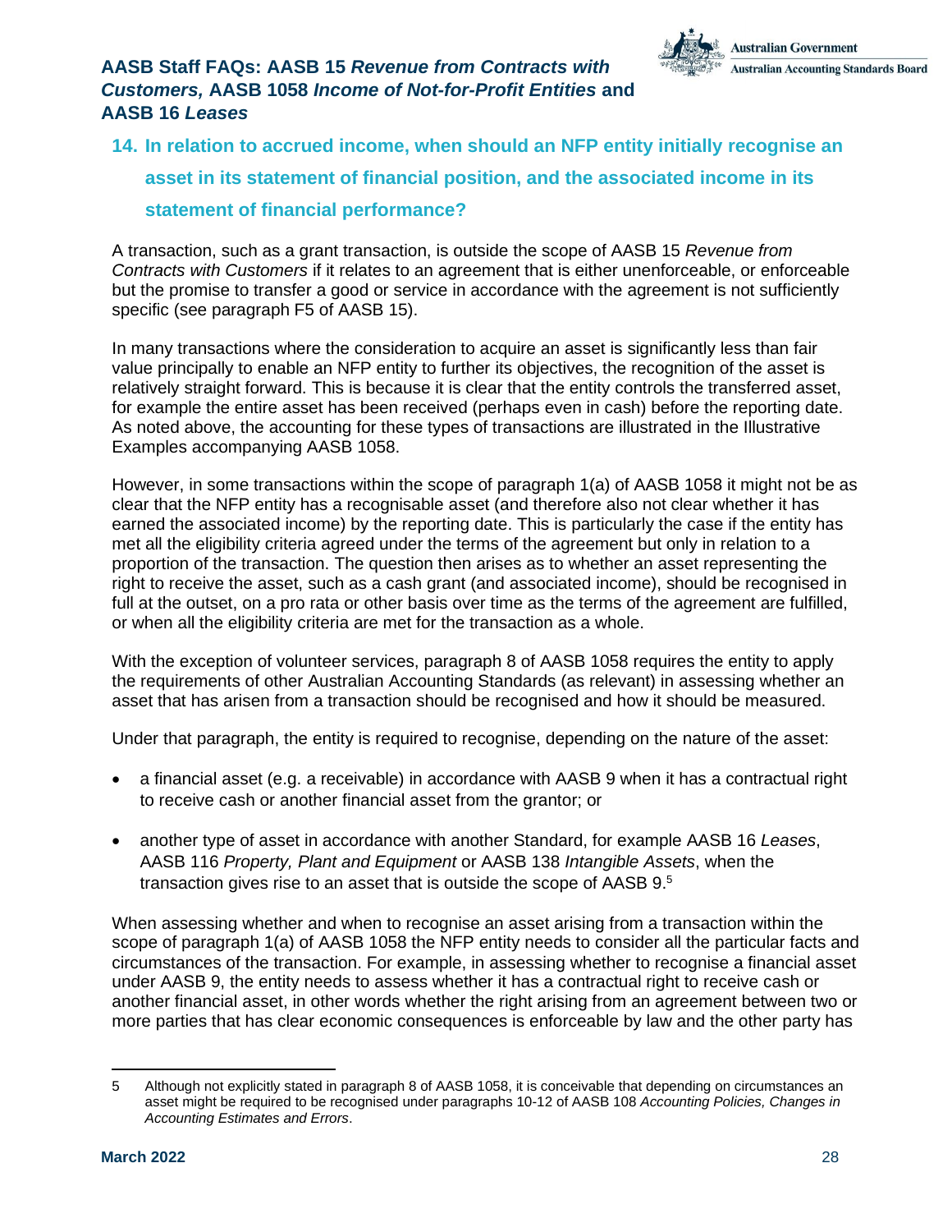## 14. In relation to accrued income, when should an NFP entity initially recognise an asset in its statement of financial position, and the associated income in its statement of financial performance?

A transaction, such as a grant transaction, is outside the scope of AASB 15 *Revenue from Contracts with Customers* if it relates to an agreement that is either unenforceable, or enforceable but the promise to transfer a good or service in accordance with the agreement is not sufficiently specific (see paragraph F5 of AASB 15).

In many transactions where the consideration to acquire an asset is significantly less than fair value principally to enable an NFP entity to further its objectives, the recognition of the asset is relatively straight forward. This is because it is clear that the entity controls the transferred asset, for example the entire asset has been received (perhaps even in cash) before the reporting date. As noted above, the accounting for these types of transactions are illustrated in the Illustrative Examples accompanying AASB 1058.

However, in some transactions within the scope of paragraph 1(a) of AASB 1058 it might not be as clear that the NFP entity has a recognisable asset (and therefore also not clear whether it has earned the associated income) by the reporting date. This is particularly the case if the entity has met all the eligibility criteria agreed under the terms of the agreement but only in relation to a proportion of the transaction. The question then arises as to whether an asset representing the right to receive the asset, such as a cash grant (and associated income), should be recognised in full at the outset, on a pro rata or other basis over time as the terms of the agreement are fulfilled, or when all the eligibility criteria are met for the transaction as a whole.

With the exception of volunteer services, paragraph 8 of AASB 1058 requires the entity to apply the requirements of other Australian Accounting Standards (as relevant) in assessing whether an asset that has arisen from a transaction should be recognised and how it should be measured.

Under that paragraph, the entity is required to recognise, depending on the nature of the asset:

- a financial asset (e.g. a receivable) in accordance with AASB 9 when it has a contractual right to receive cash or another financial asset from the grantor; or
- another type of asset in accordance with another Standard, for example AASB 16 *Leases*, AASB 116 *Property, Plant and Equipment* or AASB 138 *Intangible Assets*, when the transaction gives rise to an asset that is outside the scope of AASB 9.[5]

When assessing whether and when to recognise an asset arising from a transaction within the scope of paragraph 1(a) of AASB 1058 the NFP entity needs to consider all the particular facts and circumstances of the transaction. For example, in assessing whether to recognise a financial asset under AASB 9, the entity needs to assess whether it has a contractual right to receive cash or another financial asset, in other words whether the right arising from an agreement between two or more parties that has clear economic consequences is enforceable by law and the other party has

---

5 Although not explicitly stated in paragraph 8 of AASB 1058, it is conceivable that depending on circumstances an asset might be required to be recognised under paragraphs 10-12 of AASB 108 *Accounting Policies, Changes in Accounting Estimates and Errors*.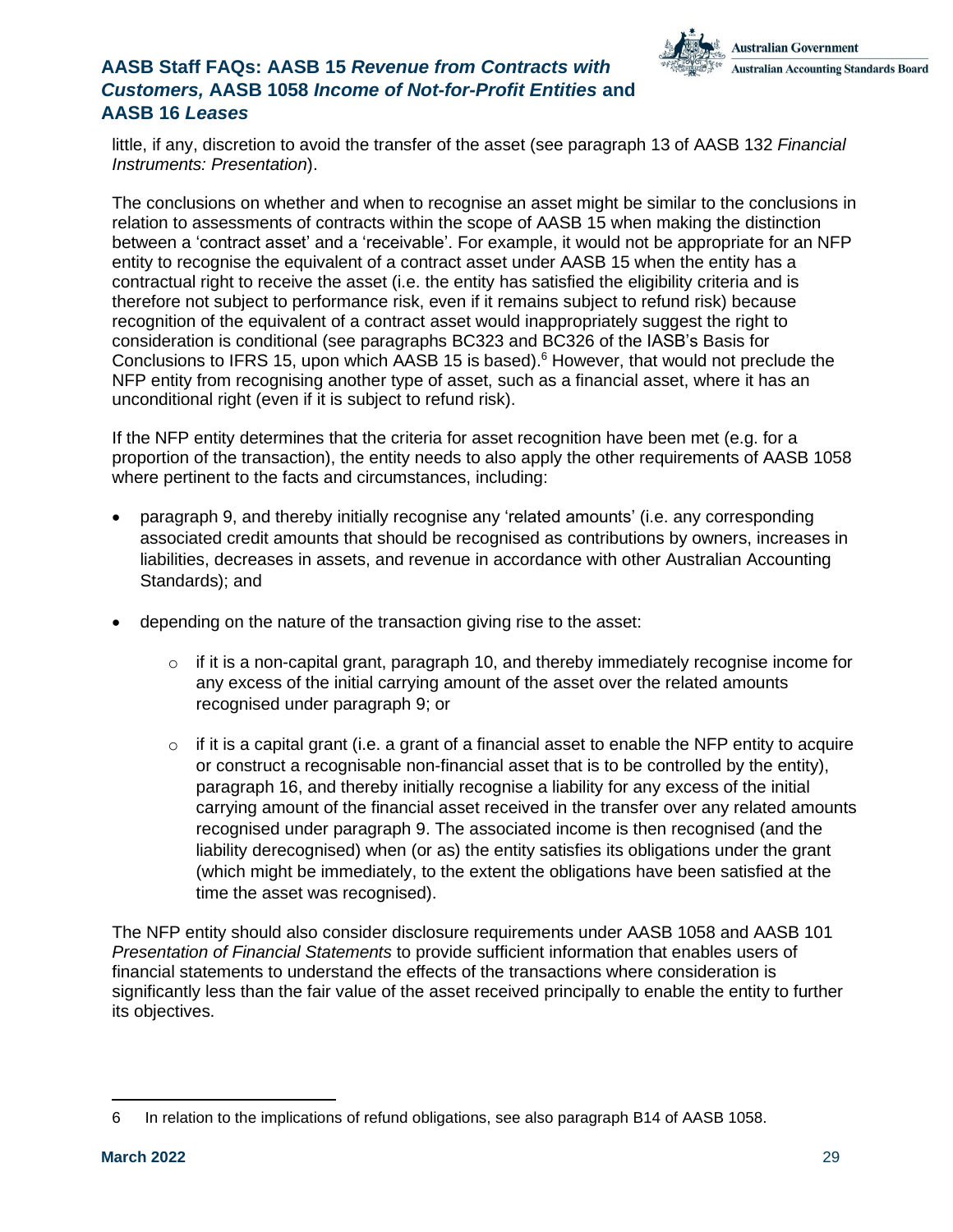little, if any, discretion to avoid the transfer of the asset (see paragraph 13 of AASB 132 *Financial Instruments: Presentation*).

The conclusions on whether and when to recognise an asset might be similar to the conclusions in relation to assessments of contracts within the scope of AASB 15 when making the distinction between a 'contract asset' and a 'receivable'. For example, it would not be appropriate for an NFP entity to recognise the equivalent of a contract asset under AASB 15 when the entity has a contractual right to receive the asset (i.e. the entity has satisfied the eligibility criteria and is therefore not subject to performance risk, even if it remains subject to refund risk) because recognition of the equivalent of a contract asset would inappropriately suggest the right to consideration is conditional (see paragraphs BC323 and BC326 of the IASB's Basis for Conclusions to IFRS 15, upon which AASB 15 is based).[6] However, that would not preclude the NFP entity from recognising another type of asset, such as a financial asset, where it has an unconditional right (even if it is subject to refund risk).

If the NFP entity determines that the criteria for asset recognition have been met (e.g. for a proportion of the transaction), the entity needs to also apply the other requirements of AASB 1058 where pertinent to the facts and circumstances, including:

- paragraph 9, and thereby initially recognise any 'related amounts' (i.e. any corresponding associated credit amounts that should be recognised as contributions by owners, increases in liabilities, decreases in assets, and revenue in accordance with other Australian Accounting Standards); and
- depending on the nature of the transaction giving rise to the asset:
  - if it is a non-capital grant, paragraph 10, and thereby immediately recognise income for any excess of the initial carrying amount of the asset over the related amounts recognised under paragraph 9; or
  - if it is a capital grant (i.e. a grant of a financial asset to enable the NFP entity to acquire or construct a recognisable non-financial asset that is to be controlled by the entity), paragraph 16, and thereby initially recognise a liability for any excess of the initial carrying amount of the financial asset received in the transfer over any related amounts recognised under paragraph 9. The associated income is then recognised (and the liability derecognised) when (or as) the entity satisfies its obligations under the grant (which might be immediately, to the extent the obligations have been satisfied at the time the asset was recognised).

The NFP entity should also consider disclosure requirements under AASB 1058 and AASB 101 *Presentation of Financial Statements* to provide sufficient information that enables users of financial statements to understand the effects of the transactions where consideration is significantly less than the fair value of the asset received principally to enable the entity to further its objectives.

---

6 In relation to the implications of refund obligations, see also paragraph B14 of AASB 1058.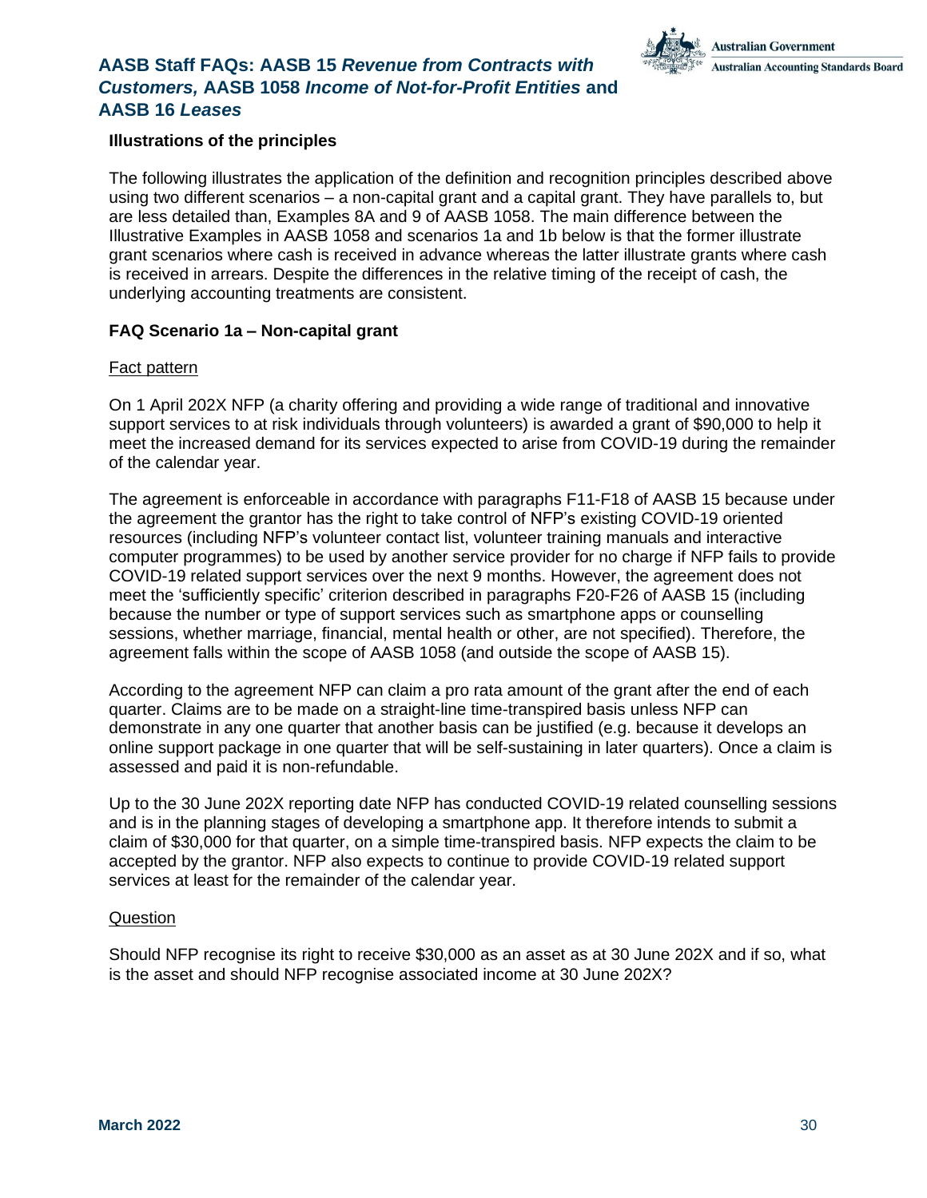### Illustrations of the principles

The following illustrates the application of the definition and recognition principles described above using two different scenarios – a non-capital grant and a capital grant. They have parallels to, but are less detailed than, Examples 8A and 9 of AASB 1058. The main difference between the Illustrative Examples in AASB 1058 and scenarios 1a and 1b below is that the former illustrate grant scenarios where cash is received in advance whereas the latter illustrate grants where cash is received in arrears. Despite the differences in the relative timing of the receipt of cash, the underlying accounting treatments are consistent.

### FAQ Scenario 1a – Non-capital grant

Fact pattern

On 1 April 202X NFP (a charity offering and providing a wide range of traditional and innovative support services to at risk individuals through volunteers) is awarded a grant of $90,000 to help it meet the increased demand for its services expected to arise from COVID-19 during the remainder of the calendar year.

The agreement is enforceable in accordance with paragraphs F11-F18 of AASB 15 because under the agreement the grantor has the right to take control of NFP's existing COVID-19 oriented resources (including NFP's volunteer contact list, volunteer training manuals and interactive computer programmes) to be used by another service provider for no charge if NFP fails to provide COVID-19 related support services over the next 9 months. However, the agreement does not meet the 'sufficiently specific' criterion described in paragraphs F20-F26 of AASB 15 (including because the number or type of support services such as smartphone apps or counselling sessions, whether marriage, financial, mental health or other, are not specified). Therefore, the agreement falls within the scope of AASB 1058 (and outside the scope of AASB 15).

According to the agreement NFP can claim a pro rata amount of the grant after the end of each quarter. Claims are to be made on a straight-line time-transpired basis unless NFP can demonstrate in any one quarter that another basis can be justified (e.g. because it develops an online support package in one quarter that will be self-sustaining in later quarters). Once a claim is assessed and paid it is non-refundable.

Up to the 30 June 202X reporting date NFP has conducted COVID-19 related counselling sessions and is in the planning stages of developing a smartphone app. It therefore intends to submit a claim of $30,000 for that quarter, on a simple time-transpired basis. NFP expects the claim to be accepted by the grantor. NFP also expects to continue to provide COVID-19 related support services at least for the remainder of the calendar year.

Question

Should NFP recognise its right to receive $30,000 as an asset as at 30 June 202X and if so, what is the asset and should NFP recognise associated income at 30 June 202X?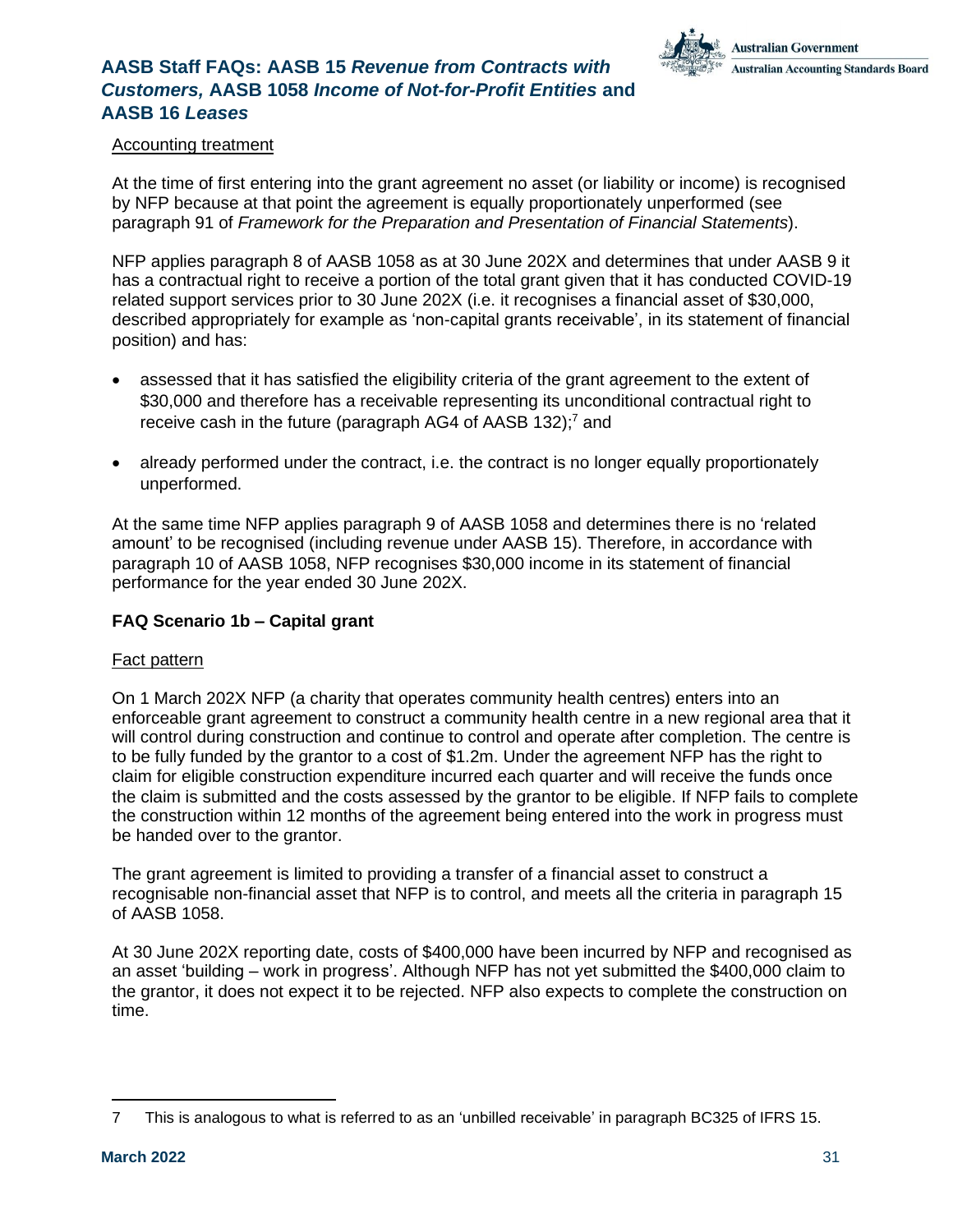Accounting treatment

At the time of first entering into the grant agreement no asset (or liability or income) is recognised by NFP because at that point the agreement is equally proportionately unperformed (see paragraph 91 of *Framework for the Preparation and Presentation of Financial Statements*).

NFP applies paragraph 8 of AASB 1058 as at 30 June 202X and determines that under AASB 9 it has a contractual right to receive a portion of the total grant given that it has conducted COVID-19 related support services prior to 30 June 202X (i.e. it recognises a financial asset of $30,000, described appropriately for example as 'non-capital grants receivable', in its statement of financial position) and has:

- assessed that it has satisfied the eligibility criteria of the grant agreement to the extent of $30,000 and therefore has a receivable representing its unconditional contractual right to receive cash in the future (paragraph AG4 of AASB 132);[7] and
- already performed under the contract, i.e. the contract is no longer equally proportionately unperformed.

At the same time NFP applies paragraph 9 of AASB 1058 and determines there is no 'related amount' to be recognised (including revenue under AASB 15). Therefore, in accordance with paragraph 10 of AASB 1058, NFP recognises $30,000 income in its statement of financial performance for the year ended 30 June 202X.

### FAQ Scenario 1b – Capital grant

Fact pattern

On 1 March 202X NFP (a charity that operates community health centres) enters into an enforceable grant agreement to construct a community health centre in a new regional area that it will control during construction and continue to control and operate after completion. The centre is to be fully funded by the grantor to a cost of $1.2m. Under the agreement NFP has the right to claim for eligible construction expenditure incurred each quarter and will receive the funds once the claim is submitted and the costs assessed by the grantor to be eligible. If NFP fails to complete the construction within 12 months of the agreement being entered into the work in progress must be handed over to the grantor.

The grant agreement is limited to providing a transfer of a financial asset to construct a recognisable non-financial asset that NFP is to control, and meets all the criteria in paragraph 15 of AASB 1058.

At 30 June 202X reporting date, costs of $400,000 have been incurred by NFP and recognised as an asset 'building – work in progress'. Although NFP has not yet submitted the $400,000 claim to the grantor, it does not expect it to be rejected. NFP also expects to complete the construction on time.

---

[7] This is analogous to what is referred to as an 'unbilled receivable' in paragraph BC325 of IFRS 15.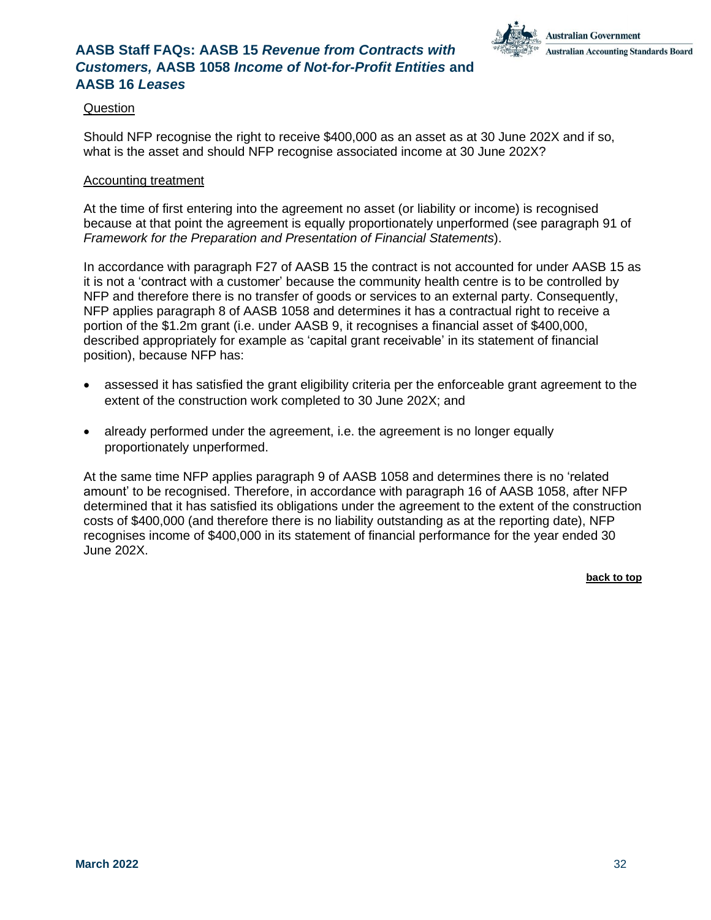Question

Should NFP recognise the right to receive $400,000 as an asset as at 30 June 202X and if so, what is the asset and should NFP recognise associated income at 30 June 202X?

Accounting treatment

At the time of first entering into the agreement no asset (or liability or income) is recognised because at that point the agreement is equally proportionately unperformed (see paragraph 91 of *Framework for the Preparation and Presentation of Financial Statements*).

In accordance with paragraph F27 of AASB 15 the contract is not accounted for under AASB 15 as it is not a 'contract with a customer' because the community health centre is to be controlled by NFP and therefore there is no transfer of goods or services to an external party. Consequently, NFP applies paragraph 8 of AASB 1058 and determines it has a contractual right to receive a portion of the $1.2m grant (i.e. under AASB 9, it recognises a financial asset of $400,000, described appropriately for example as 'capital grant receivable' in its statement of financial position), because NFP has:

- assessed it has satisfied the grant eligibility criteria per the enforceable grant agreement to the extent of the construction work completed to 30 June 202X; and
- already performed under the agreement, i.e. the agreement is no longer equally proportionately unperformed.

At the same time NFP applies paragraph 9 of AASB 1058 and determines there is no 'related amount' to be recognised. Therefore, in accordance with paragraph 16 of AASB 1058, after NFP determined that it has satisfied its obligations under the agreement to the extent of the construction costs of $400,000 (and therefore there is no liability outstanding as at the reporting date), NFP recognises income of $400,000 in its statement of financial performance for the year ended 30 June 202X.

**back to top**